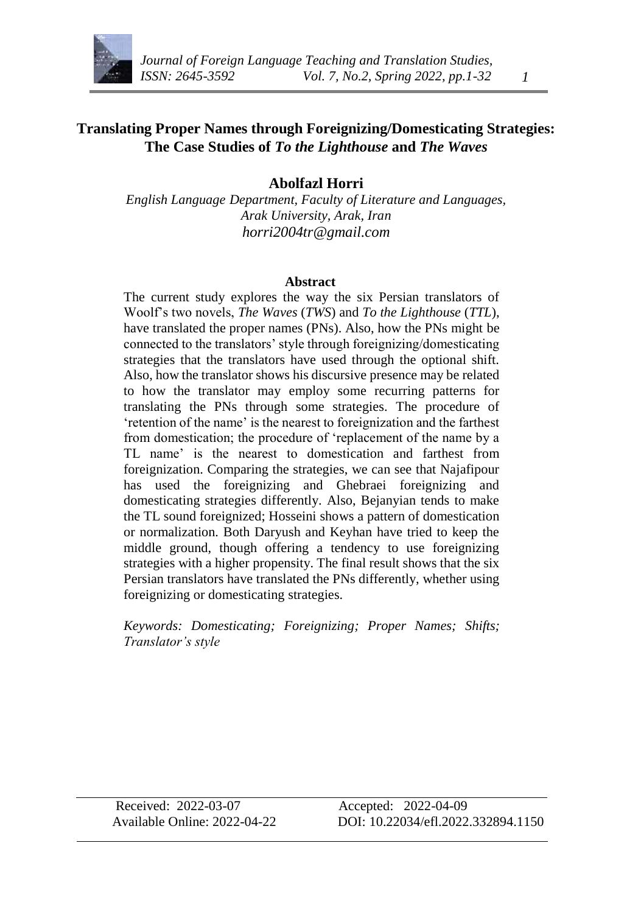# Translating Proper Names through Foreignizing/Domesticating Strategies: The Case Studies of *To the Lighthouse* and *The Waves*

**Abolfazl Horri**

*English Language Department, Faculty of Literature and Languages, Arak University, Arak, Iran*
*horri2004tr@gmail.com*

## Abstract

The current study explores the way the six Persian translators of Woolf's two novels, *The Waves* (*TWS*) and *To the Lighthouse* (*TTL*), have translated the proper names (PNs). Also, how the PNs might be connected to the translators' style through foreignizing/domesticating strategies that the translators have used through the optional shift. Also, how the translator shows his discursive presence may be related to how the translator may employ some recurring patterns for translating the PNs through some strategies. The procedure of 'retention of the name' is the nearest to foreignization and the farthest from domestication; the procedure of 'replacement of the name by a TL name' is the nearest to domestication and farthest from foreignization. Comparing the strategies, we can see that Najafipour has used the foreignizing and Ghebraei foreignizing and domesticating strategies differently. Also, Bejanyian tends to make the TL sound foreignized; Hosseini shows a pattern of domestication or normalization. Both Daryush and Keyhan have tried to keep the middle ground, though offering a tendency to use foreignizing strategies with a higher propensity. The final result shows that the six Persian translators have translated the PNs differently, whether using foreignizing or domesticating strategies.

*Keywords: Domesticating; Foreignizing; Proper Names; Shifts; Translator's style*

Received: 2022-03-07 | Accepted: 2022-04-09
Available Online: 2022-04-22 | DOI: 10.22034/efl.2022.332894.1150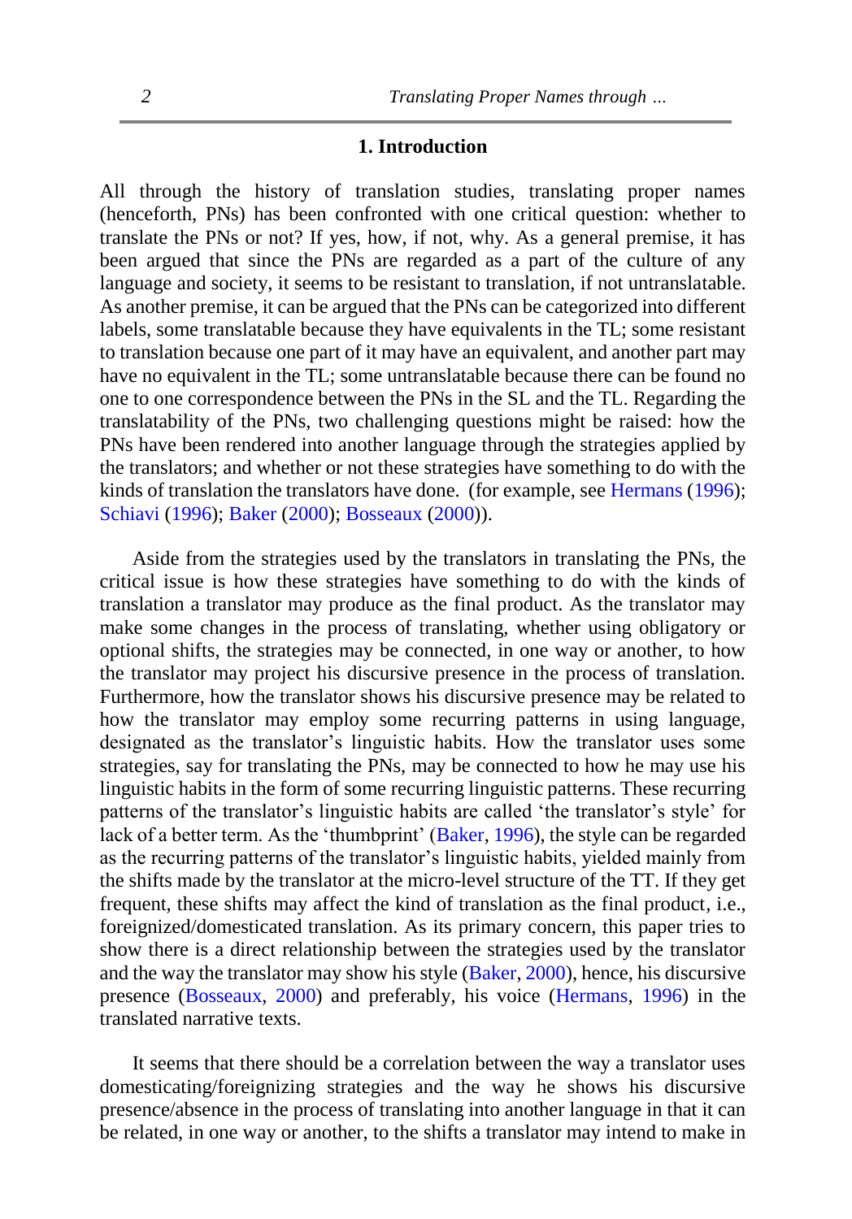## 1. Introduction

All through the history of translation studies, translating proper names (henceforth, PNs) has been confronted with one critical question: whether to translate the PNs or not? If yes, how, if not, why. As a general premise, it has been argued that since the PNs are regarded as a part of the culture of any language and society, it seems to be resistant to translation, if not untranslatable. As another premise, it can be argued that the PNs can be categorized into different labels, some translatable because they have equivalents in the TL; some resistant to translation because one part of it may have an equivalent, and another part may have no equivalent in the TL; some untranslatable because there can be found no one to one correspondence between the PNs in the SL and the TL. Regarding the translatability of the PNs, two challenging questions might be raised: how the PNs have been rendered into another language through the strategies applied by the translators; and whether or not these strategies have something to do with the kinds of translation the translators have done. (for example, see Hermans (1996); Schiavi (1996); Baker (2000); Bosseaux (2000)).

Aside from the strategies used by the translators in translating the PNs, the critical issue is how these strategies have something to do with the kinds of translation a translator may produce as the final product. As the translator may make some changes in the process of translating, whether using obligatory or optional shifts, the strategies may be connected, in one way or another, to how the translator may project his discursive presence in the process of translation. Furthermore, how the translator shows his discursive presence may be related to how the translator may employ some recurring patterns in using language, designated as the translator's linguistic habits. How the translator uses some strategies, say for translating the PNs, may be connected to how he may use his linguistic habits in the form of some recurring linguistic patterns. These recurring patterns of the translator's linguistic habits are called 'the translator's style' for lack of a better term. As the 'thumbprint' (Baker, 1996), the style can be regarded as the recurring patterns of the translator's linguistic habits, yielded mainly from the shifts made by the translator at the micro-level structure of the TT. If they get frequent, these shifts may affect the kind of translation as the final product, i.e., foreignized/domesticated translation. As its primary concern, this paper tries to show there is a direct relationship between the strategies used by the translator and the way the translator may show his style (Baker, 2000), hence, his discursive presence (Bosseaux, 2000) and preferably, his voice (Hermans, 1996) in the translated narrative texts.

It seems that there should be a correlation between the way a translator uses domesticating/foreignizing strategies and the way he shows his discursive presence/absence in the process of translating into another language in that it can be related, in one way or another, to the shifts a translator may intend to make in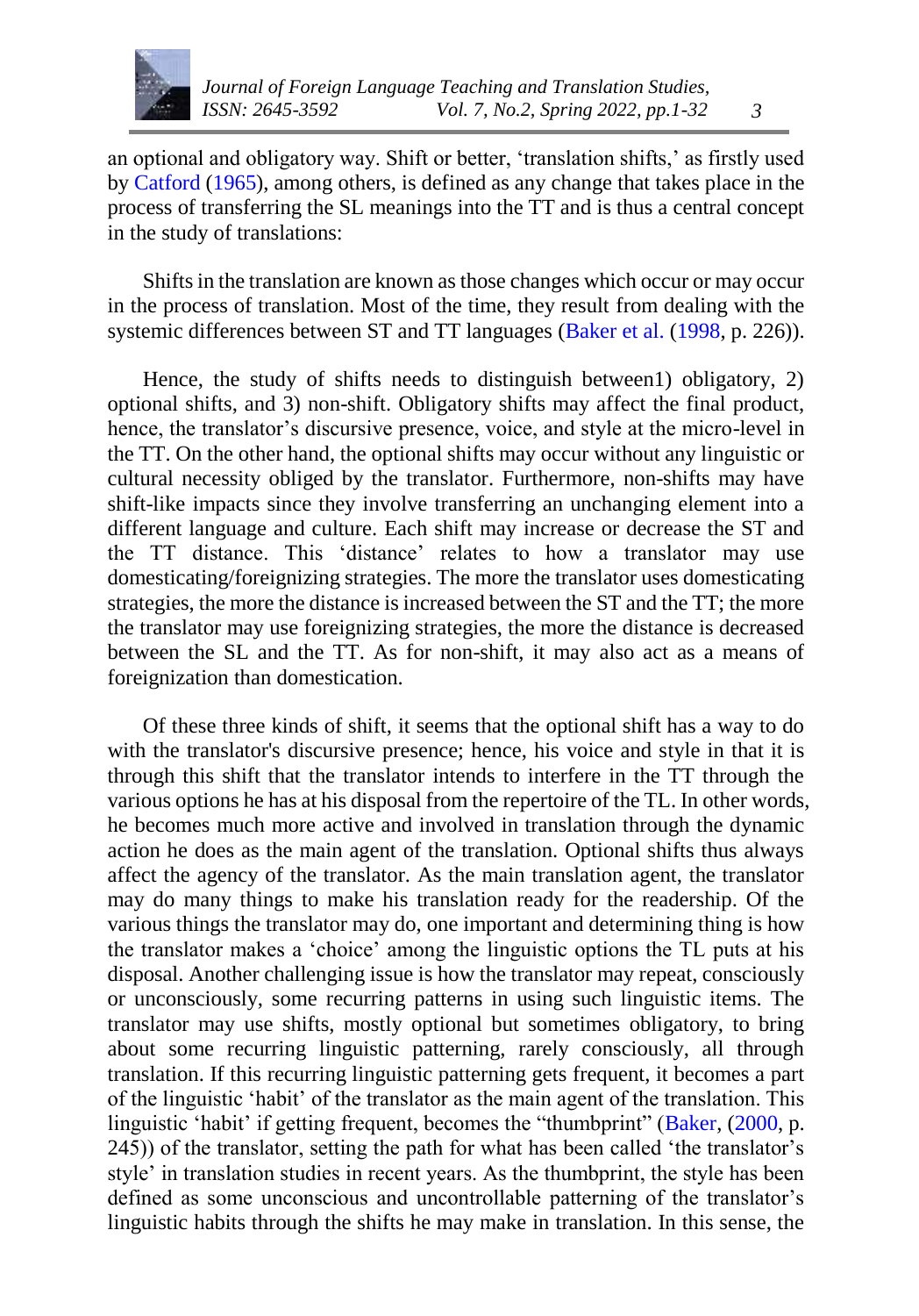an optional and obligatory way. Shift or better, 'translation shifts,' as firstly used by Catford (1965), among others, is defined as any change that takes place in the process of transferring the SL meanings into the TT and is thus a central concept in the study of translations:

Shifts in the translation are known as those changes which occur or may occur in the process of translation. Most of the time, they result from dealing with the systemic differences between ST and TT languages (Baker et al. (1998, p. 226)).

Hence, the study of shifts needs to distinguish between1) obligatory, 2) optional shifts, and 3) non-shift. Obligatory shifts may affect the final product, hence, the translator's discursive presence, voice, and style at the micro-level in the TT. On the other hand, the optional shifts may occur without any linguistic or cultural necessity obliged by the translator. Furthermore, non-shifts may have shift-like impacts since they involve transferring an unchanging element into a different language and culture. Each shift may increase or decrease the ST and the TT distance. This 'distance' relates to how a translator may use domesticating/foreignizing strategies. The more the translator uses domesticating strategies, the more the distance is increased between the ST and the TT; the more the translator may use foreignizing strategies, the more the distance is decreased between the SL and the TT. As for non-shift, it may also act as a means of foreignization than domestication.

Of these three kinds of shift, it seems that the optional shift has a way to do with the translator's discursive presence; hence, his voice and style in that it is through this shift that the translator intends to interfere in the TT through the various options he has at his disposal from the repertoire of the TL. In other words, he becomes much more active and involved in translation through the dynamic action he does as the main agent of the translation. Optional shifts thus always affect the agency of the translator. As the main translation agent, the translator may do many things to make his translation ready for the readership. Of the various things the translator may do, one important and determining thing is how the translator makes a 'choice' among the linguistic options the TL puts at his disposal. Another challenging issue is how the translator may repeat, consciously or unconsciously, some recurring patterns in using such linguistic items. The translator may use shifts, mostly optional but sometimes obligatory, to bring about some recurring linguistic patterning, rarely consciously, all through translation. If this recurring linguistic patterning gets frequent, it becomes a part of the linguistic 'habit' of the translator as the main agent of the translation. This linguistic 'habit' if getting frequent, becomes the "thumbprint" (Baker, (2000, p. 245)) of the translator, setting the path for what has been called 'the translator's style' in translation studies in recent years. As the thumbprint, the style has been defined as some unconscious and uncontrollable patterning of the translator's linguistic habits through the shifts he may make in translation. In this sense, the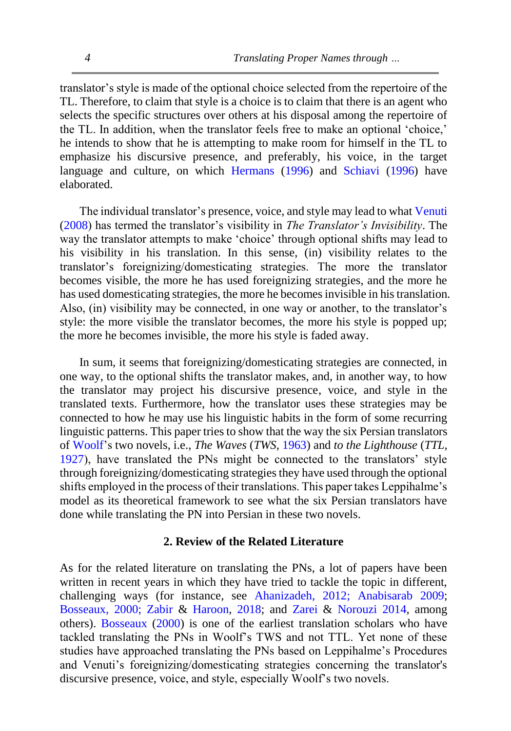translator's style is made of the optional choice selected from the repertoire of the TL. Therefore, to claim that style is a choice is to claim that there is an agent who selects the specific structures over others at his disposal among the repertoire of the TL. In addition, when the translator feels free to make an optional 'choice,' he intends to show that he is attempting to make room for himself in the TL to emphasize his discursive presence, and preferably, his voice, in the target language and culture, on which Hermans (1996) and Schiavi (1996) have elaborated.

The individual translator's presence, voice, and style may lead to what Venuti (2008) has termed the translator's visibility in *The Translator's Invisibility*. The way the translator attempts to make 'choice' through optional shifts may lead to his visibility in his translation. In this sense, (in) visibility relates to the translator's foreignizing/domesticating strategies. The more the translator becomes visible, the more he has used foreignizing strategies, and the more he has used domesticating strategies, the more he becomes invisible in his translation. Also, (in) visibility may be connected, in one way or another, to the translator's style: the more visible the translator becomes, the more his style is popped up; the more he becomes invisible, the more his style is faded away.

In sum, it seems that foreignizing/domesticating strategies are connected, in one way, to the optional shifts the translator makes, and, in another way, to how the translator may project his discursive presence, voice, and style in the translated texts. Furthermore, how the translator uses these strategies may be connected to how he may use his linguistic habits in the form of some recurring linguistic patterns. This paper tries to show that the way the six Persian translators of Woolf's two novels, i.e., *The Waves* (*TWS*, 1963) and *to the Lighthouse* (*TTL*, 1927), have translated the PNs might be connected to the translators' style through foreignizing/domesticating strategies they have used through the optional shifts employed in the process of their translations. This paper takes Leppihalme's model as its theoretical framework to see what the six Persian translators have done while translating the PN into Persian in these two novels.

## 2. Review of the Related Literature

As for the related literature on translating the PNs, a lot of papers have been written in recent years in which they have tried to tackle the topic in different, challenging ways (for instance, see Ahanizadeh, 2012; Anabisarab 2009; Bosseaux, 2000; Zabir & Haroon, 2018; and Zarei & Norouzi 2014, among others). Bosseaux (2000) is one of the earliest translation scholars who have tackled translating the PNs in Woolf's TWS and not TTL. Yet none of these studies have approached translating the PNs based on Leppihalme's Procedures and Venuti's foreignizing/domesticating strategies concerning the translator's discursive presence, voice, and style, especially Woolf's two novels.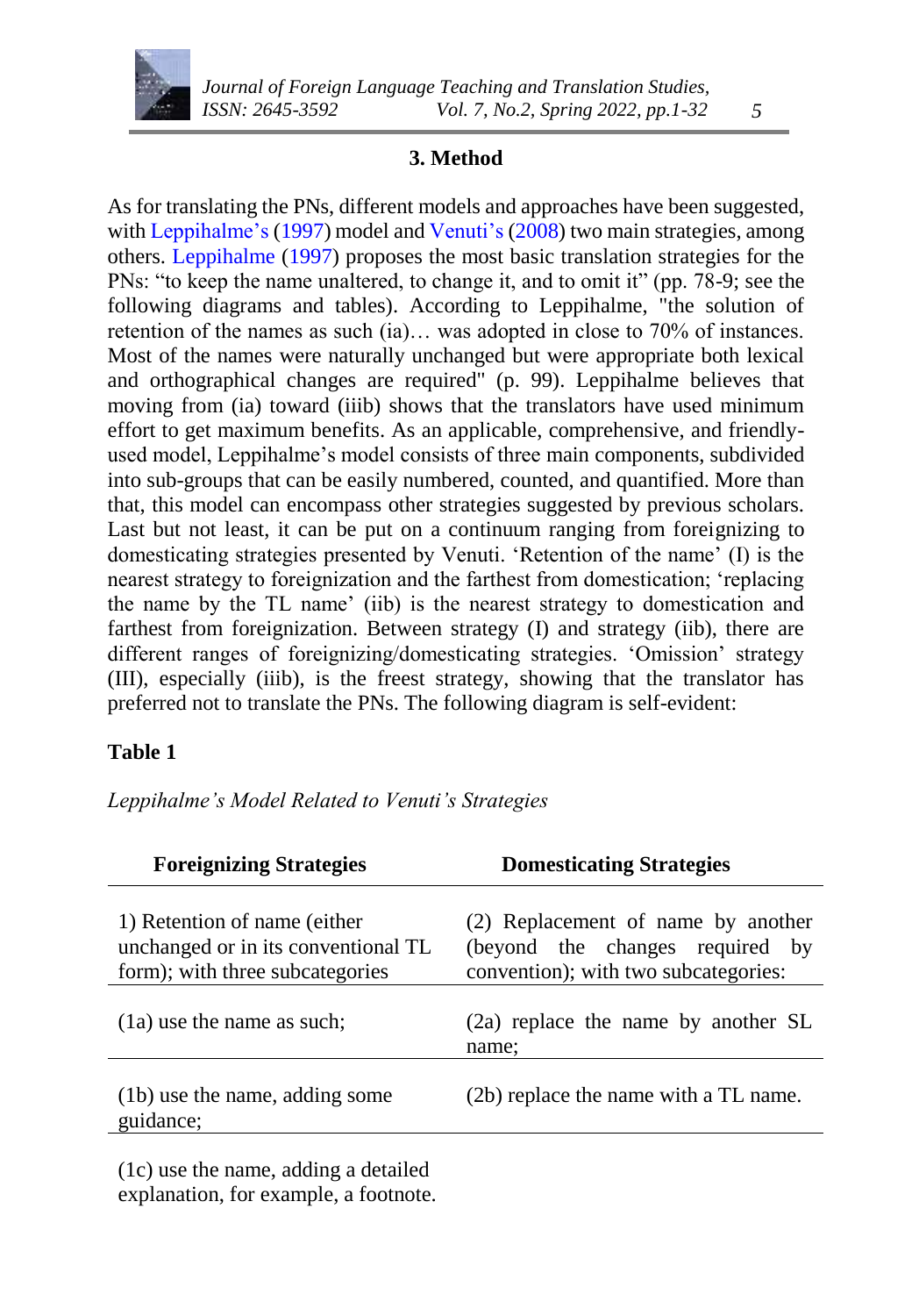## 3. Method

As for translating the PNs, different models and approaches have been suggested, with Leppihalme's (1997) model and Venuti's (2008) two main strategies, among others. Leppihalme (1997) proposes the most basic translation strategies for the PNs: "to keep the name unaltered, to change it, and to omit it" (pp. 78-9; see the following diagrams and tables). According to Leppihalme, "the solution of retention of the names as such (ia)… was adopted in close to 70% of instances. Most of the names were naturally unchanged but were appropriate both lexical and orthographical changes are required" (p. 99). Leppihalme believes that moving from (ia) toward (iiib) shows that the translators have used minimum effort to get maximum benefits. As an applicable, comprehensive, and friendly-used model, Leppihalme's model consists of three main components, subdivided into sub-groups that can be easily numbered, counted, and quantified. More than that, this model can encompass other strategies suggested by previous scholars. Last but not least, it can be put on a continuum ranging from foreignizing to domesticating strategies presented by Venuti. 'Retention of the name' (I) is the nearest strategy to foreignization and the farthest from domestication; 'replacing the name by the TL name' (iib) is the nearest strategy to domestication and farthest from foreignization. Between strategy (I) and strategy (iib), there are different ranges of foreignizing/domesticating strategies. 'Omission' strategy (III), especially (iiib), is the freest strategy, showing that the translator has preferred not to translate the PNs. The following diagram is self-evident:

**Table 1**

*Leppihalme's Model Related to Venuti's Strategies*

| Foreignizing Strategies | Domesticating Strategies |
|---|---|
| 1) Retention of name (either unchanged or in its conventional TL form); with three subcategories | (2) Replacement of name by another (beyond the changes required by convention); with two subcategories: |
| (1a) use the name as such; | (2a) replace the name by another SL name; |
| (1b) use the name, adding some guidance; | (2b) replace the name with a TL name. |
| (1c) use the name, adding a detailed explanation, for example, a footnote. | |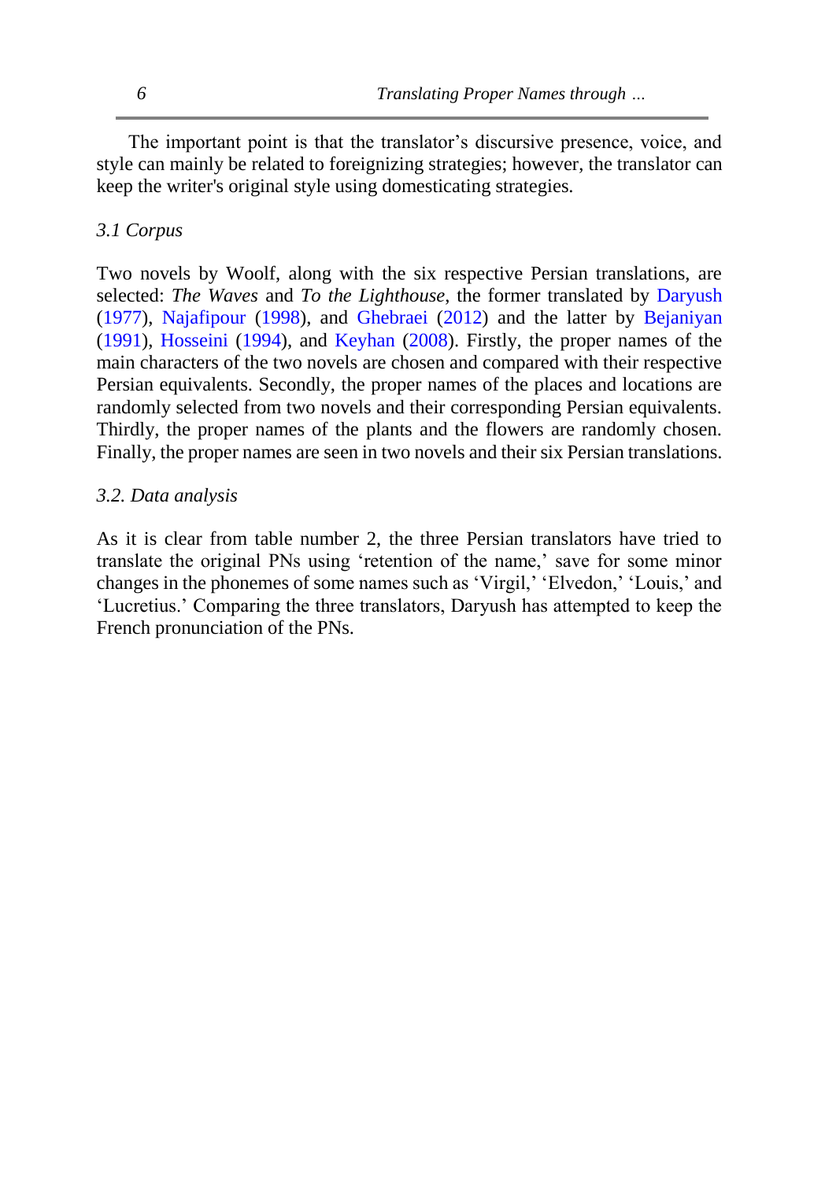The important point is that the translator's discursive presence, voice, and style can mainly be related to foreignizing strategies; however, the translator can keep the writer's original style using domesticating strategies.

### *3.1 Corpus*

Two novels by Woolf, along with the six respective Persian translations, are selected: *The Waves* and *To the Lighthouse*, the former translated by Daryush (1977), Najafipour (1998), and Ghebraei (2012) and the latter by Bejaniyan (1991), Hosseini (1994), and Keyhan (2008). Firstly, the proper names of the main characters of the two novels are chosen and compared with their respective Persian equivalents. Secondly, the proper names of the places and locations are randomly selected from two novels and their corresponding Persian equivalents. Thirdly, the proper names of the plants and the flowers are randomly chosen. Finally, the proper names are seen in two novels and their six Persian translations.

### *3.2. Data analysis*

As it is clear from table number 2, the three Persian translators have tried to translate the original PNs using 'retention of the name,' save for some minor changes in the phonemes of some names such as 'Virgil,' 'Elvedon,' 'Louis,' and 'Lucretius.' Comparing the three translators, Daryush has attempted to keep the French pronunciation of the PNs.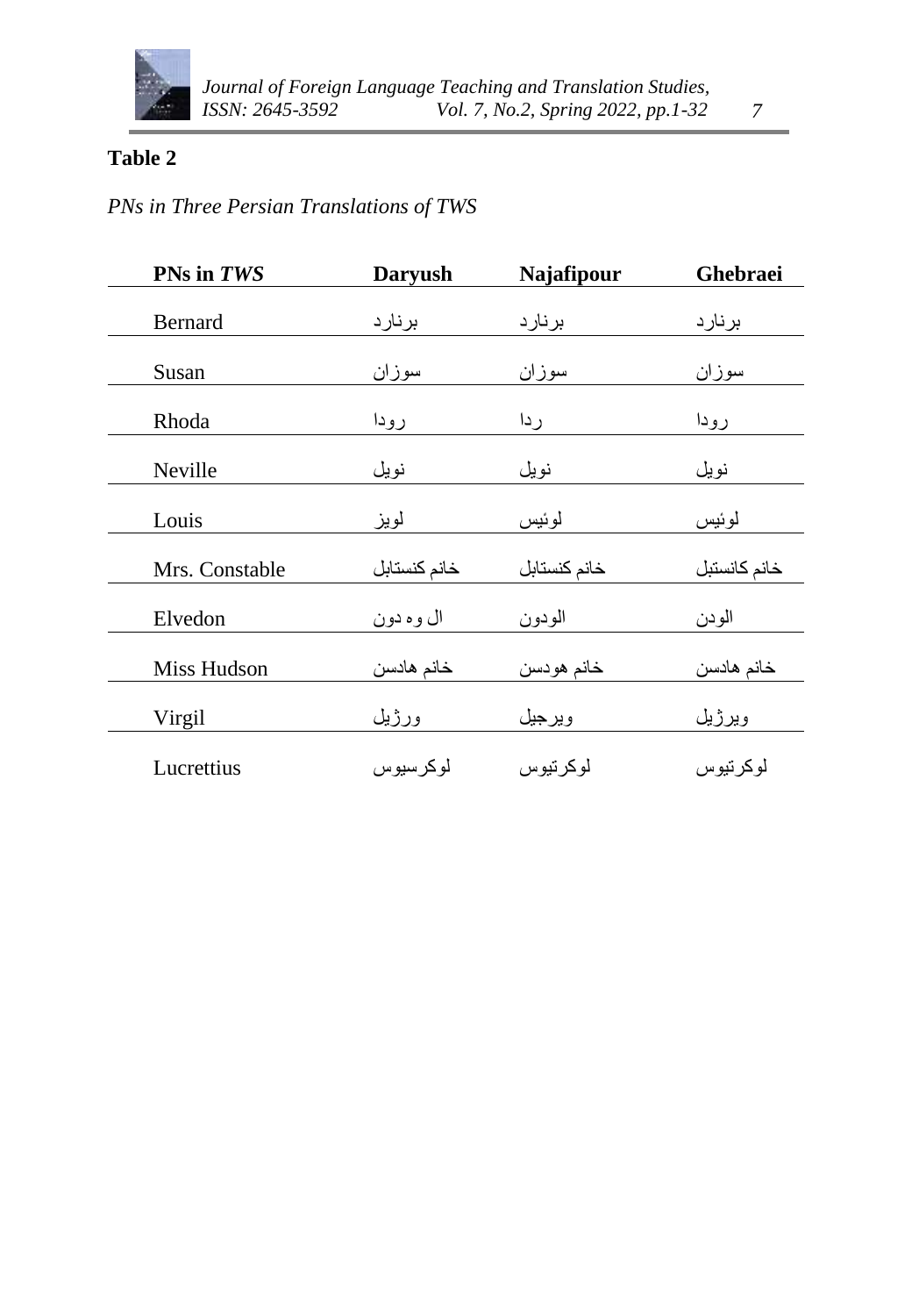**Table 2**

*PNs in Three Persian Translations of TWS*

| PNs in *TWS* | Daryush | Najafipour | Ghebraei |
|---|---|---|---|
| Bernard | برنارد | برنارد | برنارد |
| Susan | سوزان | سوزان | سوزان |
| Rhoda | رودا | ردا | رودا |
| Neville | نویل | نویل | نویل |
| Louis | لویز | لوئیس | لوئیس |
| Mrs. Constable | خانم کنستابل | خانم کنستابل | خانم کانستبل |
| Elvedon | ال وه دون | الودون | الودن |
| Miss Hudson | خانم هادسن | خانم هودسن | خانم هادسن |
| Virgil | ورژیل | ویرجیل | ویرژیل |
| Lucrettius | لوکرسیوس | لوکرتیوس | لوکرتیوس |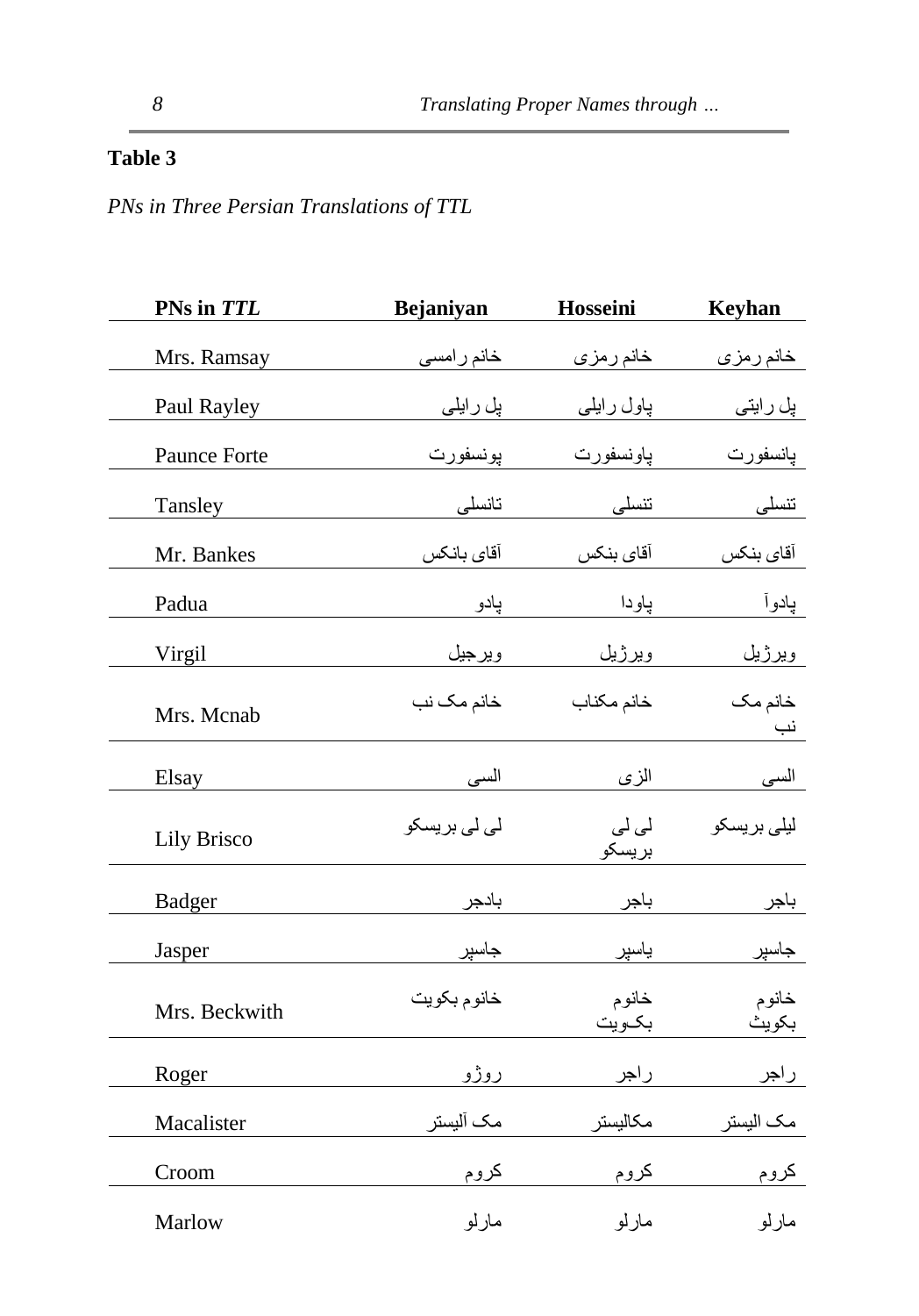**Table 3**

*PNs in Three Persian Translations of TTL*

| PNs in *TTL* | Bejaniyan | Hosseini | Keyhan |
|---|---|---|---|
| Mrs. Ramsay | خانم رامسی | خانم رمزی | خانم رمزی |
| Paul Rayley | پل رایلی | پاول رایلی | پل رایتی |
| Paunce Forte | پونسفورت | پاونسفورت | پانسفورت |
| Tansley | تانسلی | تنسلی | تنسلی |
| Mr. Bankes | آقای بانکس | آقای بنکس | آقای بنکس |
| Padua | پادو | پاودا | پادوآ |
| Virgil | ویرجیل | ویرژیل | ویرژیل |
| Mrs. Mcnab | خانم مک نب | خانم مکناب | خانم مک نب |
| Elsay | السی | الزی | السی |
| Lily Brisco | لی لی بریسکو | لی لی بریسکو | لیلی بریسکو |
| Badger | بادجر | باجر | باجر |
| Jasper | جاسپر | یاسپر | جاسپر |
| Mrs. Beckwith | خانوم بکویت | خانوم بکـویت | خانوم بکویث |
| Roger | روژو | راجر | راجر |
| Macalister | مک آلیستر | مکالیستر | مک الیستر |
| Croom | کروم | کروم | کروم |
| Marlow | مارلو | مارلو | مارلو |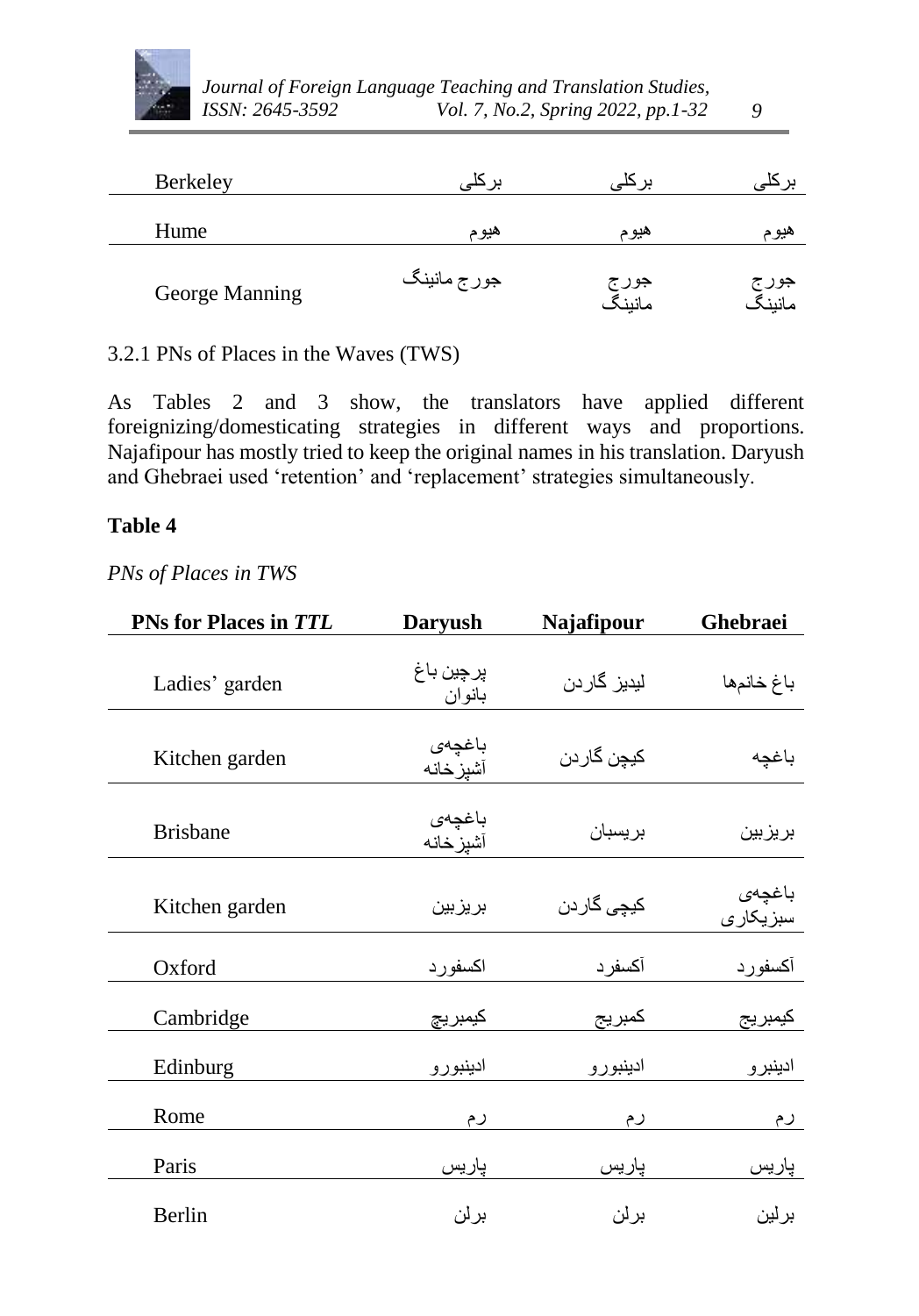| | | | |
|---|---|---|---|
| Berkeley | برکلی | برکلی | برکلی |
| Hume | هیوم | هیوم | هیوم |
| George Manning | جورج مانینگ | جورج مانینگ | جورج مانینگ |

3.2.1 PNs of Places in the Waves (TWS)

As Tables 2 and 3 show, the translators have applied different foreignizing/domesticating strategies in different ways and proportions. Najafipour has mostly tried to keep the original names in his translation. Daryush and Ghebraei used 'retention' and 'replacement' strategies simultaneously.

**Table 4**

*PNs of Places in TWS*

| PNs for Places in *TTL* | Daryush | Najafipour | Ghebraei |
|---|---|---|---|
| Ladies' garden | پرچین باغ بانوان | لیدیز گاردن | باغ خانمها |
| Kitchen garden | باغچه‌ی آشپزخانه | کیچن گاردن | باغچه |
| Brisbane | باغچه‌ی آشپزخانه | بریسبان | بریزبین |
| Kitchen garden | بریزبین | کیچی گاردن | باغچه‌ی سبزیکاری |
| Oxford | اکسفورد | آکسفرد | آکسفورد |
| Cambridge | کیمبریچ | کمبریج | کیمبریج |
| Edinburg | ادینبورو | ادینبورو | ادینبرو |
| Rome | رم | رم | رم |
| Paris | پاریس | پاریس | پاریس |
| Berlin | برلن | برلن | برلین |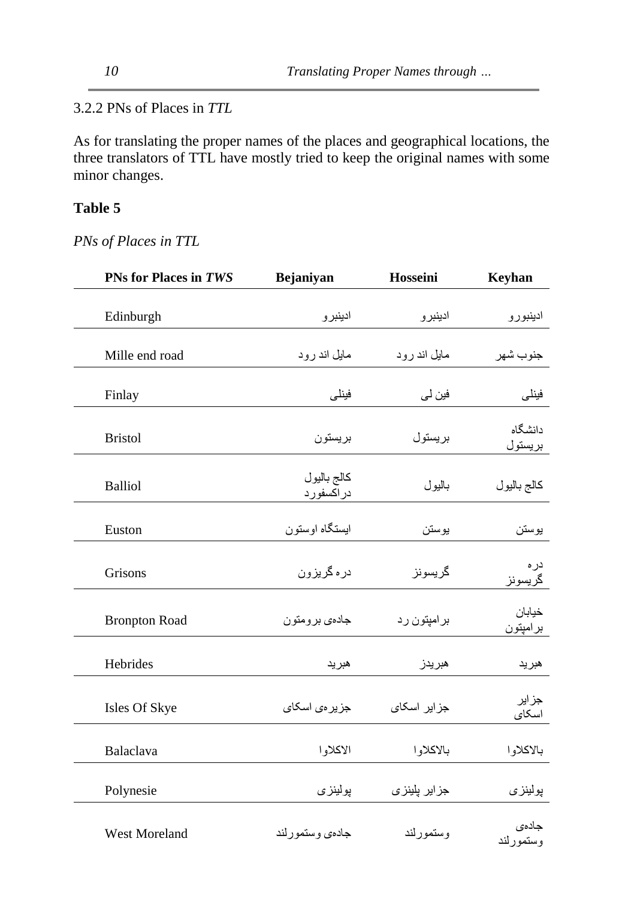### 3.2.2 PNs of Places in *TTL*

As for translating the proper names of the places and geographical locations, the three translators of TTL have mostly tried to keep the original names with some minor changes.

**Table 5**

*PNs of Places in TTL*

| PNs for Places in *TWS* | Bejaniyan | Hosseini | Keyhan |
|---|---|---|---|
| Edinburgh | ادینبرو | ادینبرو | ادینبورو |
| Mille end road | مایل اند رود | مایل اند رود | جنوب شهر |
| Finlay | فینلی | فین لی | فینلی |
| Bristol | بریستون | بریستول | دانشگاه بریستول |
| Balliol | کالج بالیول دراکسفورد | بالیول | کالج بالیول |
| Euston | ایستگاه اوستون | یوستن | یوستن |
| Grisons | دره گریزون | گریسونز | دره گریسونز |
| Bronpton Road | جاده‌ی برومتون | برامپتون رد | خیابان برامپتون |
| Hebrides | هبرید | هبریدز | هبرید |
| Isles Of Skye | جزیره‌ی اسکای | جزایر اسکای | جزایر اسکای |
| Balaclava | الاکلاوا | بالاکلاوا | بالاکلاوا |
| Polynesie | پولینزی | جزایر پلینزی | پولینزی |
| West Moreland | جاده‌ی وستمورلند | وستمورلند | جاده‌ی وستمورلند |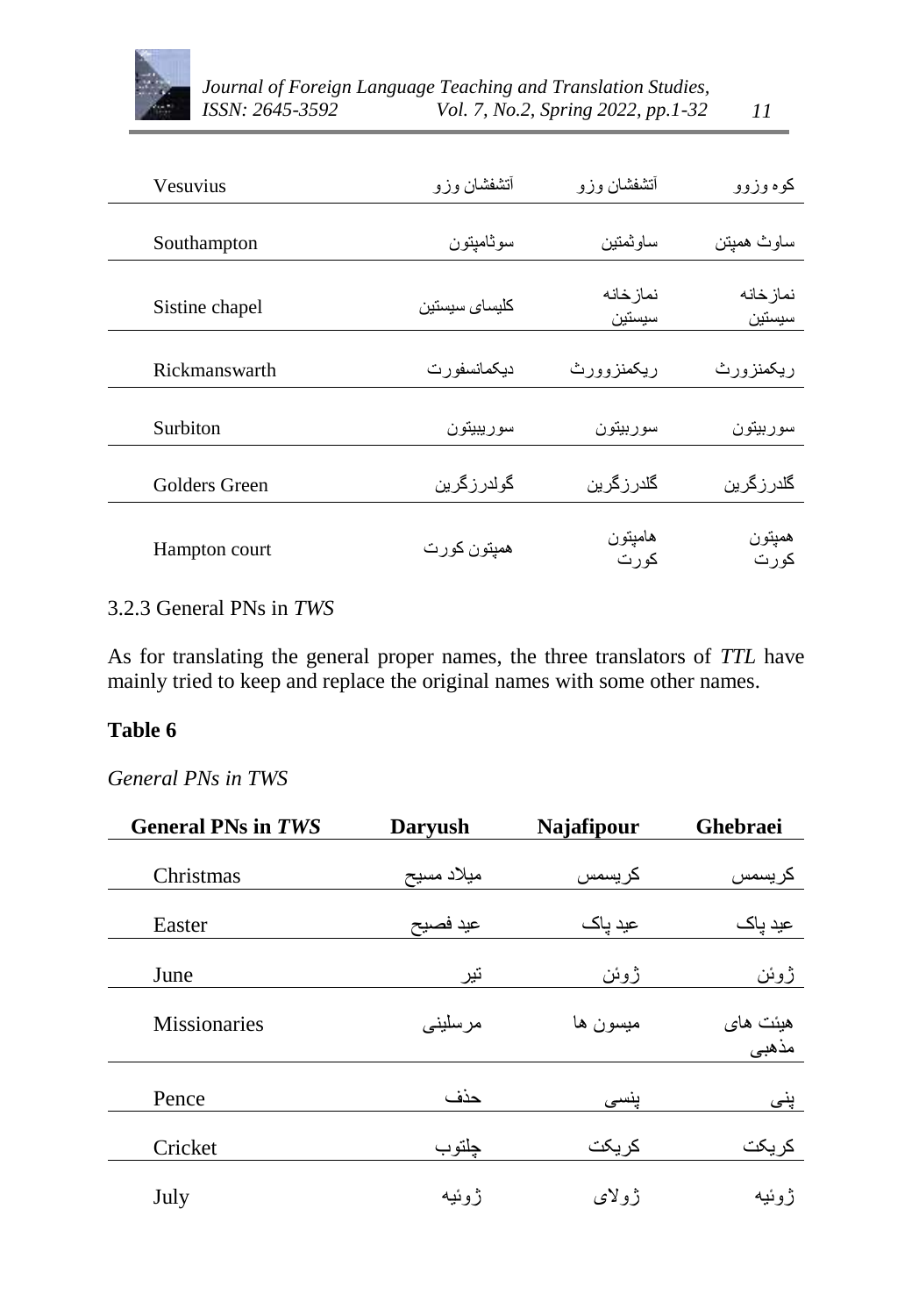| | | | |
|---|---|---|---|
| Vesuvius | آتشفشان وزو | آتشفشان وزو | کوه وزوو |
| Southampton | سوثامپتون | ساوثمتین | ساوث همپتن |
| Sistine chapel | کلیسای سیستین | نمازخانه سیستین | نمازخانه سیستین |
| Rickmanswarth | دیکمانسفورت | ریکمنزوورث | ریکمنزورث |
| Surbiton | سوربیبتون | سوربیتون | سوربیتون |
| Golders Green | گولدرزگرین | گلدرزگرین | گلدرزگرین |
| Hampton court | همپتون کورت | هامپتون کورت | همپتون کورت |

### 3.2.3 General PNs in *TWS*

As for translating the general proper names, the three translators of *TTL* have mainly tried to keep and replace the original names with some other names.

**Table 6**

*General PNs in TWS*

| General PNs in *TWS* | Daryush | Najafipour | Ghebraei |
|---|---|---|---|
| Christmas | میلاد مسیح | کریسمس | کریسمس |
| Easter | عید فصیح | عید پاک | عید پاک |
| June | تیر | ژوئن | ژوئن |
| Missionaries | مرسلینی | میسون ها | هیئت های مذهبی |
| Pence | حذف | پنسی | پنی |
| Cricket | چلتوب | کریکت | کریکت |
| July | ژوئیه | ژولای | ژوئیه |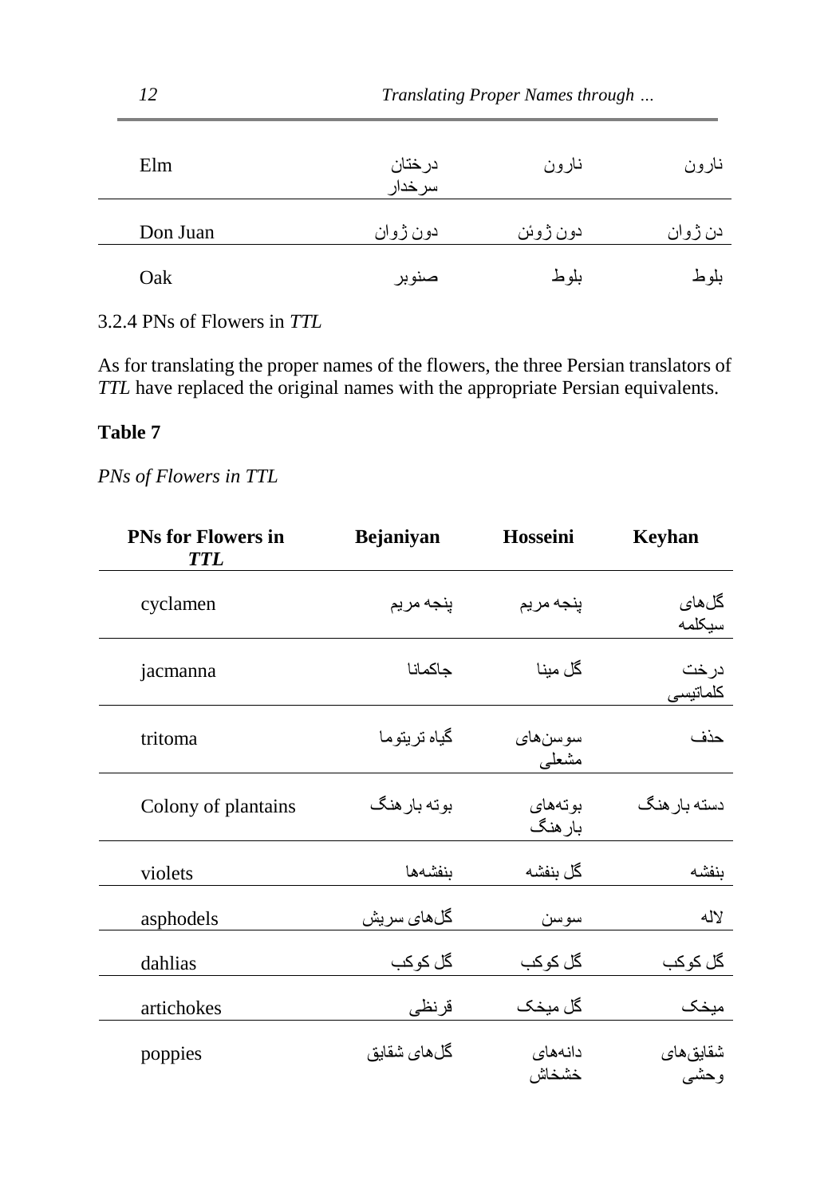| Elm | درختان سرخدار | نارون | نارون |
|---|---|---|---|
| Don Juan | دون ژوان | دون ژوئن | دن ژوان |
| Oak | صنوبر | بلوط | بلوط |

3.2.4 PNs of Flowers in *TTL*

As for translating the proper names of the flowers, the three Persian translators of *TTL* have replaced the original names with the appropriate Persian equivalents.

**Table 7**

*PNs of Flowers in TTL*

| PNs for Flowers in *TTL* | Bejaniyan | Hosseini | Keyhan |
|---|---|---|---|
| cyclamen | پنجه مریم | پنجه مریم | گل‌های سیکلمه |
| jacmanna | جاکمانا | گل مینا | درخت کلماتیسی |
| tritoma | گیاه تریتوما | سوسن‌های مشعلی | حذف |
| Colony of plantains | بوته بارهنگ | بوته‌های بارهنگ | دسته بارهنگ |
| violets | بنفشه‌ها | گل بنفشه | بنفشه |
| asphodels | گل‌های سریش | سوسن | لاله |
| dahlias | گل کوکب | گل کوکب | گل کوکب |
| artichokes | قرنظی | گل میخک | میخک |
| poppies | گل‌های شقایق | دانه‌های خشخاش | شقایق‌های وحشی |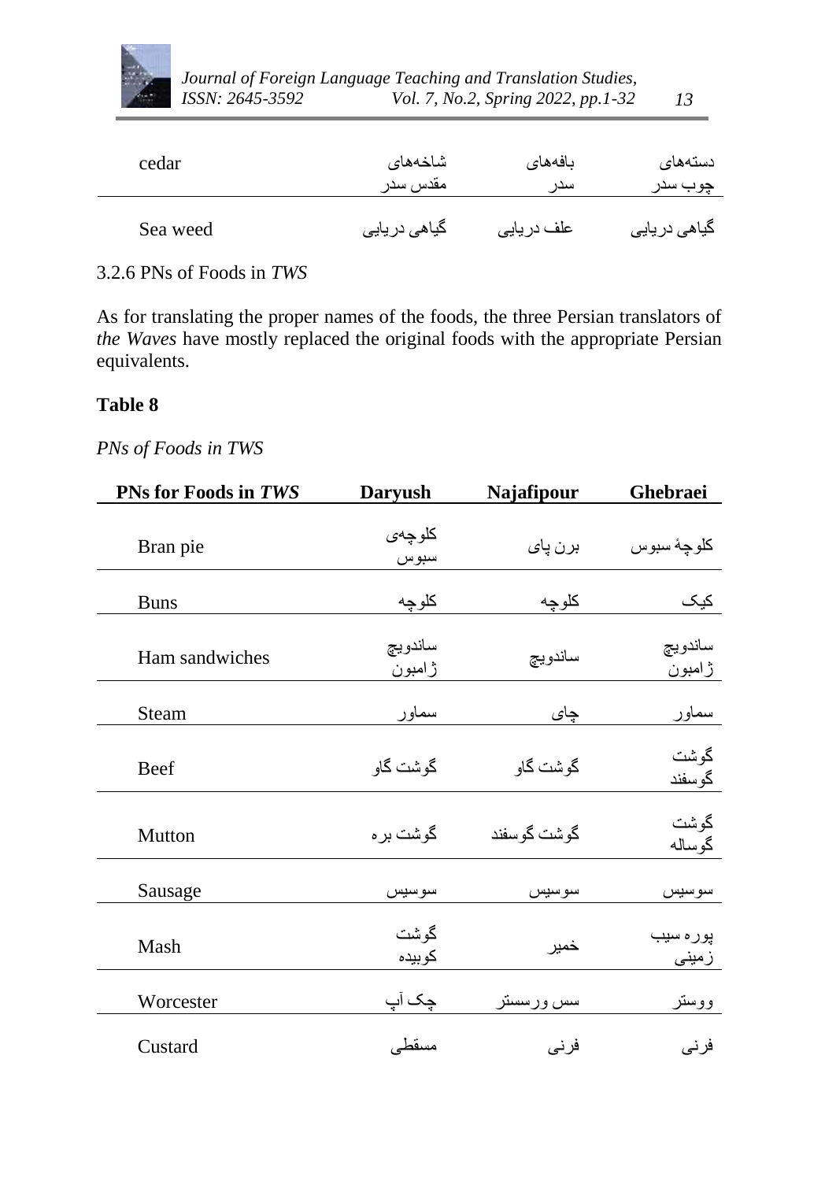| cedar | شاخه‌های مقدس سدر | بافه‌های سدر | دسته‌های چوب سدر |
|---|---|---|---|
| Sea weed | گیاهی دریایی | علف دریایی | گیاهی دریایی |

3.2.6 PNs of Foods in *TWS*

As for translating the proper names of the foods, the three Persian translators of *the Waves* have mostly replaced the original foods with the appropriate Persian equivalents.

**Table 8**

*PNs of Foods in TWS*

| PNs for Foods in *TWS* | Daryush | Najafipour | Ghebraei |
|---|---|---|---|
| Bran pie | کلوچه‌ی سبوس | برن پای | کلوچهٔ سبوس |
| Buns | کلوچه | کلوچه | کیک |
| Ham sandwiches | ساندویچ ژامبون | ساندویچ | ساندویچ ژامبون |
| Steam | سماور | چای | سماور |
| Beef | گوشت گاو | گوشت گاو | گوشت گوسفند |
| Mutton | گوشت بره | گوشت گوسفند | گوشت گوساله |
| Sausage | سوسیس | سوسیس | سوسیس |
| Mash | گوشت کوبیده | خمیر | پوره سیب زمینی |
| Worcester | چک آپ | سس ورسستر | ووستر |
| Custard | مسقطی | فرنی | فرنی |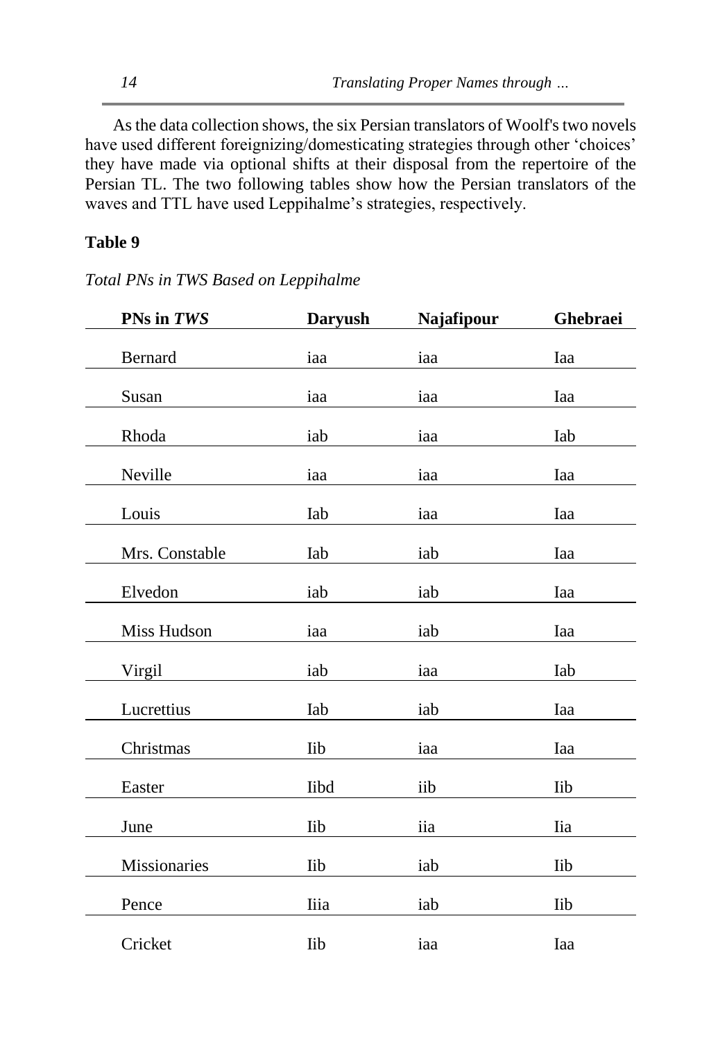As the data collection shows, the six Persian translators of Woolf's two novels have used different foreignizing/domesticating strategies through other 'choices' they have made via optional shifts at their disposal from the repertoire of the Persian TL. The two following tables show how the Persian translators of the waves and TTL have used Leppihalme's strategies, respectively.

**Table 9**

*Total PNs in TWS Based on Leppihalme*

| PNs in *TWS* | Daryush | Najafipour | Ghebraei |
|---|---|---|---|
| Bernard | iaa | iaa | Iaa |
| Susan | iaa | iaa | Iaa |
| Rhoda | iab | iaa | Iab |
| Neville | iaa | iaa | Iaa |
| Louis | Iab | iaa | Iaa |
| Mrs. Constable | Iab | iab | Iaa |
| Elvedon | iab | iab | Iaa |
| Miss Hudson | iaa | iab | Iaa |
| Virgil | iab | iaa | Iab |
| Lucrettius | Iab | iab | Iaa |
| Christmas | Iib | iaa | Iaa |
| Easter | Iibd | iib | Iib |
| June | Iib | iia | Iia |
| Missionaries | Iib | iab | Iib |
| Pence | Iiia | iab | Iib |
| Cricket | Iib | iaa | Iaa |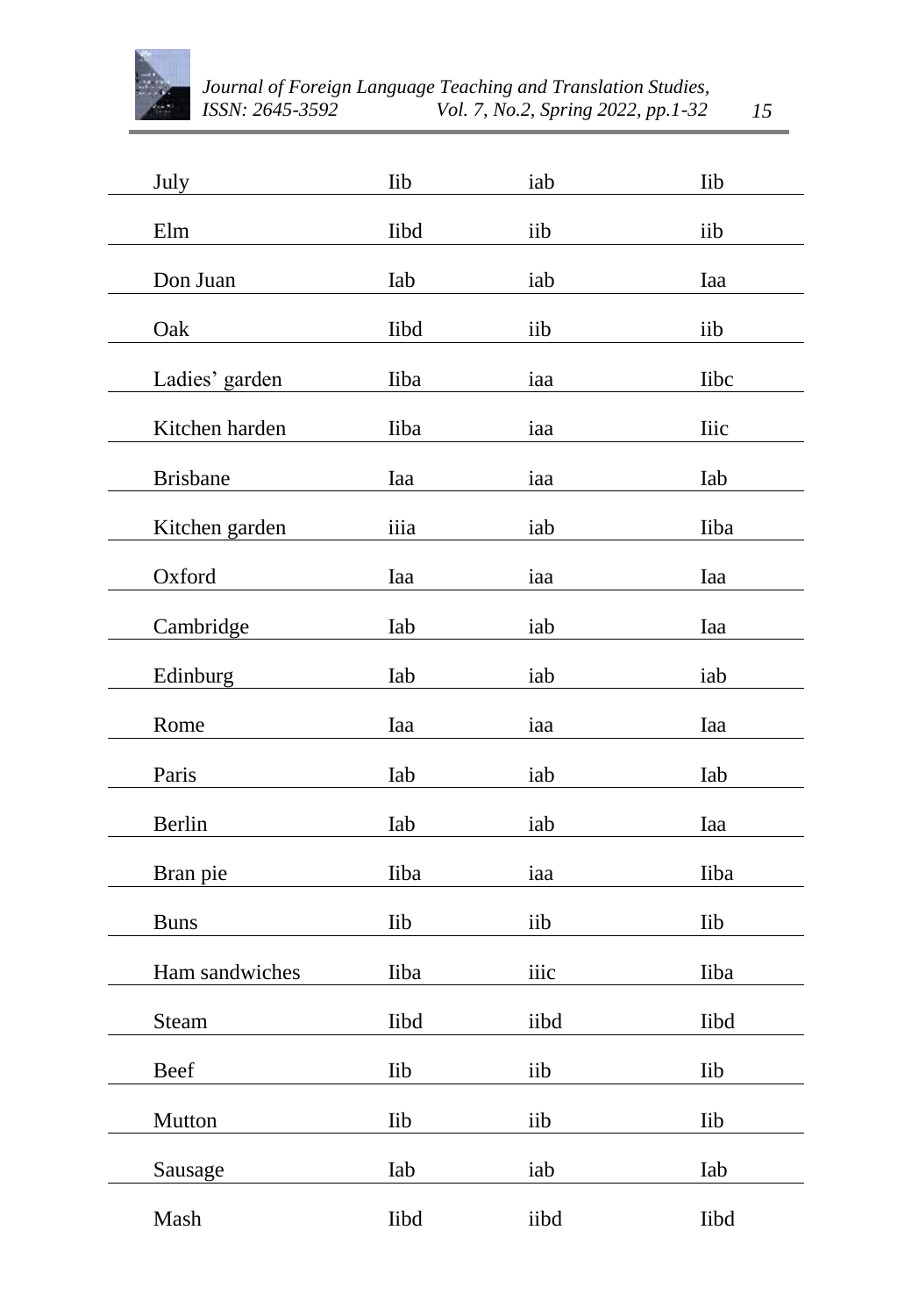| | | | |
|---|---|---|---|
| July | Iib | iab | Iib |
| Elm | Iibd | iib | iib |
| Don Juan | Iab | iab | Iaa |
| Oak | Iibd | iib | iib |
| Ladies' garden | Iiba | iaa | Iibc |
| Kitchen harden | Iiba | iaa | Iiic |
| Brisbane | Iaa | iaa | Iab |
| Kitchen garden | iiia | iab | Iiba |
| Oxford | Iaa | iaa | Iaa |
| Cambridge | Iab | iab | Iaa |
| Edinburg | Iab | iab | iab |
| Rome | Iaa | iaa | Iaa |
| Paris | Iab | iab | Iab |
| Berlin | Iab | iab | Iaa |
| Bran pie | Iiba | iaa | Iiba |
| Buns | Iib | iib | Iib |
| Ham sandwiches | Iiba | iiic | Iiba |
| Steam | Iibd | iibd | Iibd |
| Beef | Iib | iib | Iib |
| Mutton | Iib | iib | Iib |
| Sausage | Iab | iab | Iab |
| Mash | Iibd | iibd | Iibd |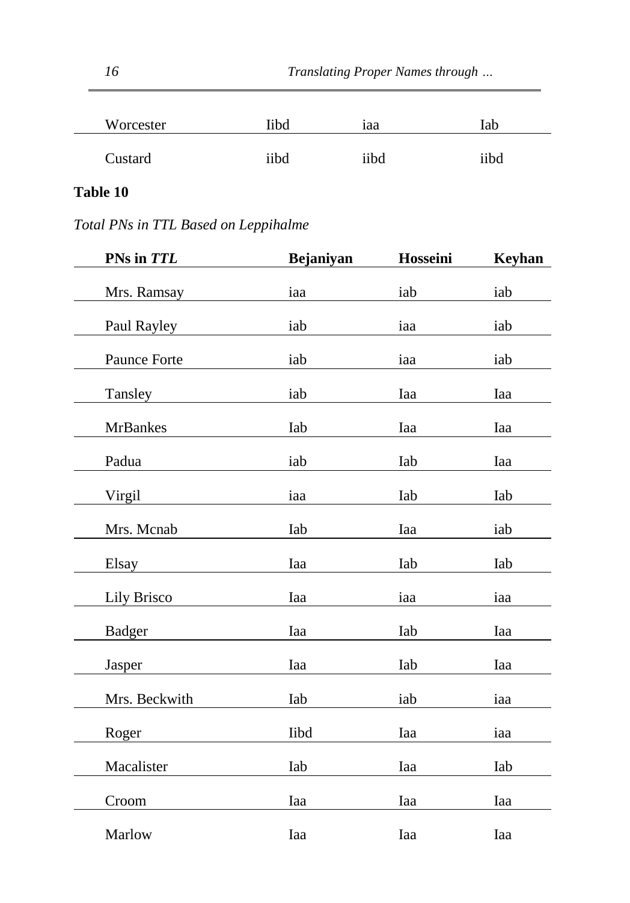| | | | |
|---|---|---|---|
| Worcester | Iibd | iaa | Iab |
| Custard | iibd | iibd | iibd |

**Table 10**

*Total PNs in TTL Based on Leppihalme*

| PNs in *TTL* | Bejaniyan | Hosseini | Keyhan |
|---|---|---|---|
| Mrs. Ramsay | iaa | iab | iab |
| Paul Rayley | iab | iaa | iab |
| Paunce Forte | iab | iaa | iab |
| Tansley | iab | Iaa | Iaa |
| MrBankes | Iab | Iaa | Iaa |
| Padua | iab | Iab | Iaa |
| Virgil | iaa | Iab | Iab |
| Mrs. Mcnab | Iab | Iaa | iab |
| Elsay | Iaa | Iab | Iab |
| Lily Brisco | Iaa | iaa | iaa |
| Badger | Iaa | Iab | Iaa |
| Jasper | Iaa | Iab | Iaa |
| Mrs. Beckwith | Iab | iab | iaa |
| Roger | Iibd | Iaa | iaa |
| Macalister | Iab | Iaa | Iab |
| Croom | Iaa | Iaa | Iaa |
| Marlow | Iaa | Iaa | Iaa |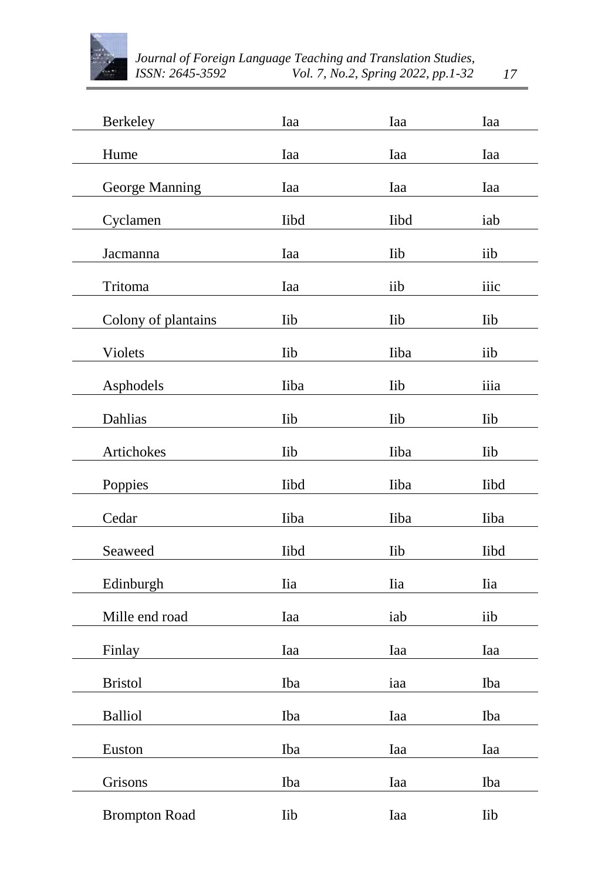| | | | |
|---|---|---|---|
| Berkeley | Iaa | Iaa | Iaa |
| Hume | Iaa | Iaa | Iaa |
| George Manning | Iaa | Iaa | Iaa |
| Cyclamen | Iibd | Iibd | iab |
| Jacmanna | Iaa | Iib | iib |
| Tritoma | Iaa | iib | iiic |
| Colony of plantains | Iib | Iib | Iib |
| Violets | Iib | Iiba | iib |
| Asphodels | Iiba | Iib | iiia |
| Dahlias | Iib | Iib | Iib |
| Artichokes | Iib | Iiba | Iib |
| Poppies | Iibd | Iiba | Iibd |
| Cedar | Iiba | Iiba | Iiba |
| Seaweed | Iibd | Iib | Iibd |
| Edinburgh | Iia | Iia | Iia |
| Mille end road | Iaa | iab | iib |
| Finlay | Iaa | Iaa | Iaa |
| Bristol | Iba | iaa | Iba |
| Balliol | Iba | Iaa | Iba |
| Euston | Iba | Iaa | Iaa |
| Grisons | Iba | Iaa | Iba |
| Brompton Road | Iib | Iaa | Iib |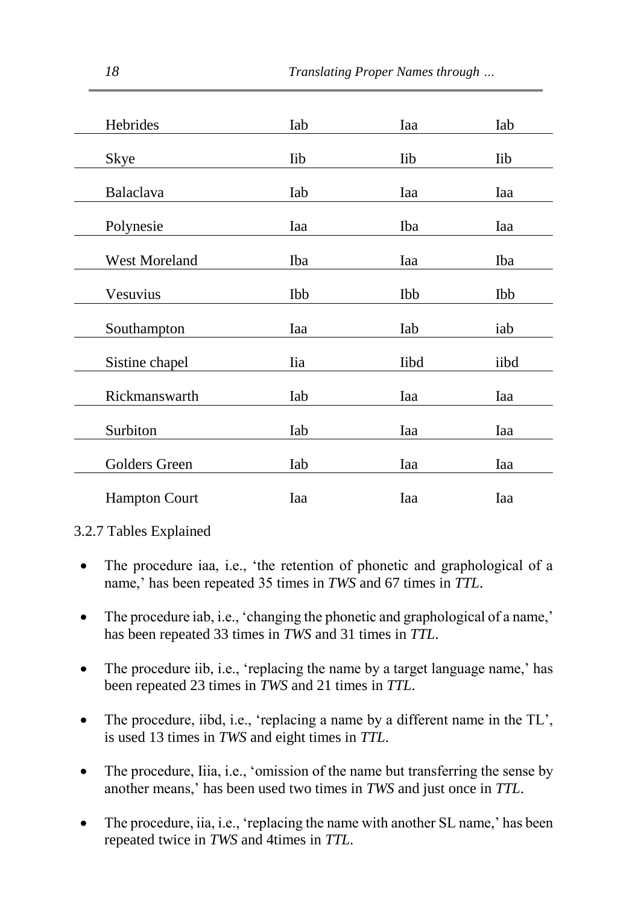| | | | |
|---|---|---|---|
| Hebrides | Iab | Iaa | Iab |
| Skye | Iib | Iib | Iib |
| Balaclava | Iab | Iaa | Iaa |
| Polynesie | Iaa | Iba | Iaa |
| West Moreland | Iba | Iaa | Iba |
| Vesuvius | Ibb | Ibb | Ibb |
| Southampton | Iaa | Iab | iab |
| Sistine chapel | Iia | Iibd | iibd |
| Rickmanswarth | Iab | Iaa | Iaa |
| Surbiton | Iab | Iaa | Iaa |
| Golders Green | Iab | Iaa | Iaa |
| Hampton Court | Iaa | Iaa | Iaa |

3.2.7 Tables Explained

- The procedure iaa, i.e., 'the retention of phonetic and graphological of a name,' has been repeated 35 times in *TWS* and 67 times in *TTL*.
- The procedure iab, i.e., 'changing the phonetic and graphological of a name,' has been repeated 33 times in *TWS* and 31 times in *TTL*.
- The procedure iib, i.e., 'replacing the name by a target language name,' has been repeated 23 times in *TWS* and 21 times in *TTL*.
- The procedure, iibd, i.e., 'replacing a name by a different name in the TL', is used 13 times in *TWS* and eight times in *TTL*.
- The procedure, Iiia, i.e., 'omission of the name but transferring the sense by another means,' has been used two times in *TWS* and just once in *TTL*.
- The procedure, iia, i.e., 'replacing the name with another SL name,' has been repeated twice in *TWS* and 4times in *TTL*.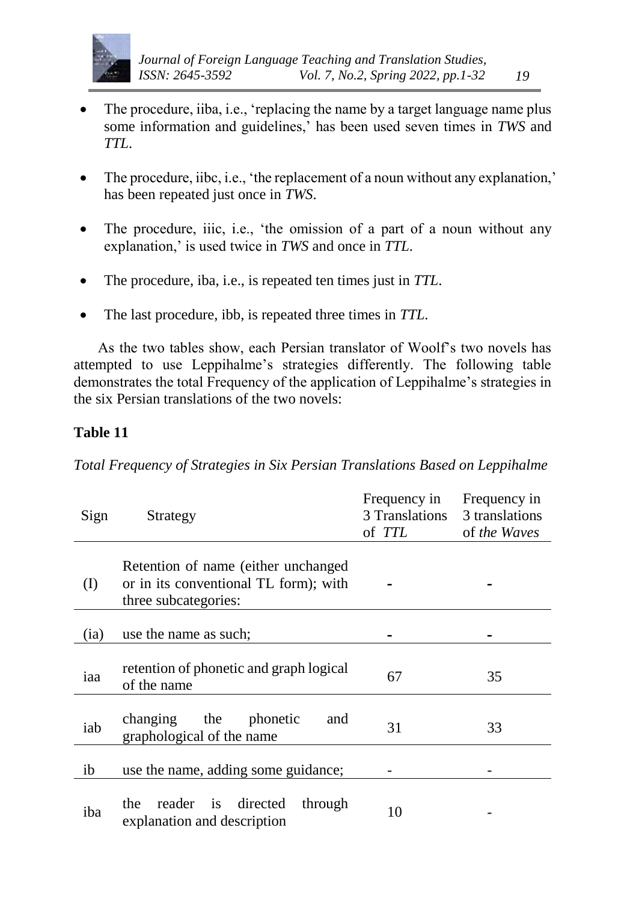- The procedure, iiba, i.e., 'replacing the name by a target language name plus some information and guidelines,' has been used seven times in *TWS* and *TTL*.

- The procedure, iibc, i.e., 'the replacement of a noun without any explanation,' has been repeated just once in *TWS*.

- The procedure, iiic, i.e., 'the omission of a part of a noun without any explanation,' is used twice in *TWS* and once in *TTL*.

- The procedure, iba, i.e., is repeated ten times just in *TTL*.

- The last procedure, ibb, is repeated three times in *TTL*.

As the two tables show, each Persian translator of Woolf's two novels has attempted to use Leppihalme's strategies differently. The following table demonstrates the total Frequency of the application of Leppihalme's strategies in the six Persian translations of the two novels:

**Table 11**

*Total Frequency of Strategies in Six Persian Translations Based on Leppihalme*

| Sign | Strategy | Frequency in 3 Translations of *TTL* | Frequency in 3 translations of *the Waves* |
|---|---|---|---|
| (I) | Retention of name (either unchanged or in its conventional TL form); with three subcategories: | - | - |
| (ia) | use the name as such; | - | - |
| iaa | retention of phonetic and graph logical of the name | 67 | 35 |
| iab | changing the phonetic and graphological of the name | 31 | 33 |
| ib | use the name, adding some guidance; | - | - |
| iba | the reader is directed through explanation and description | 10 | - |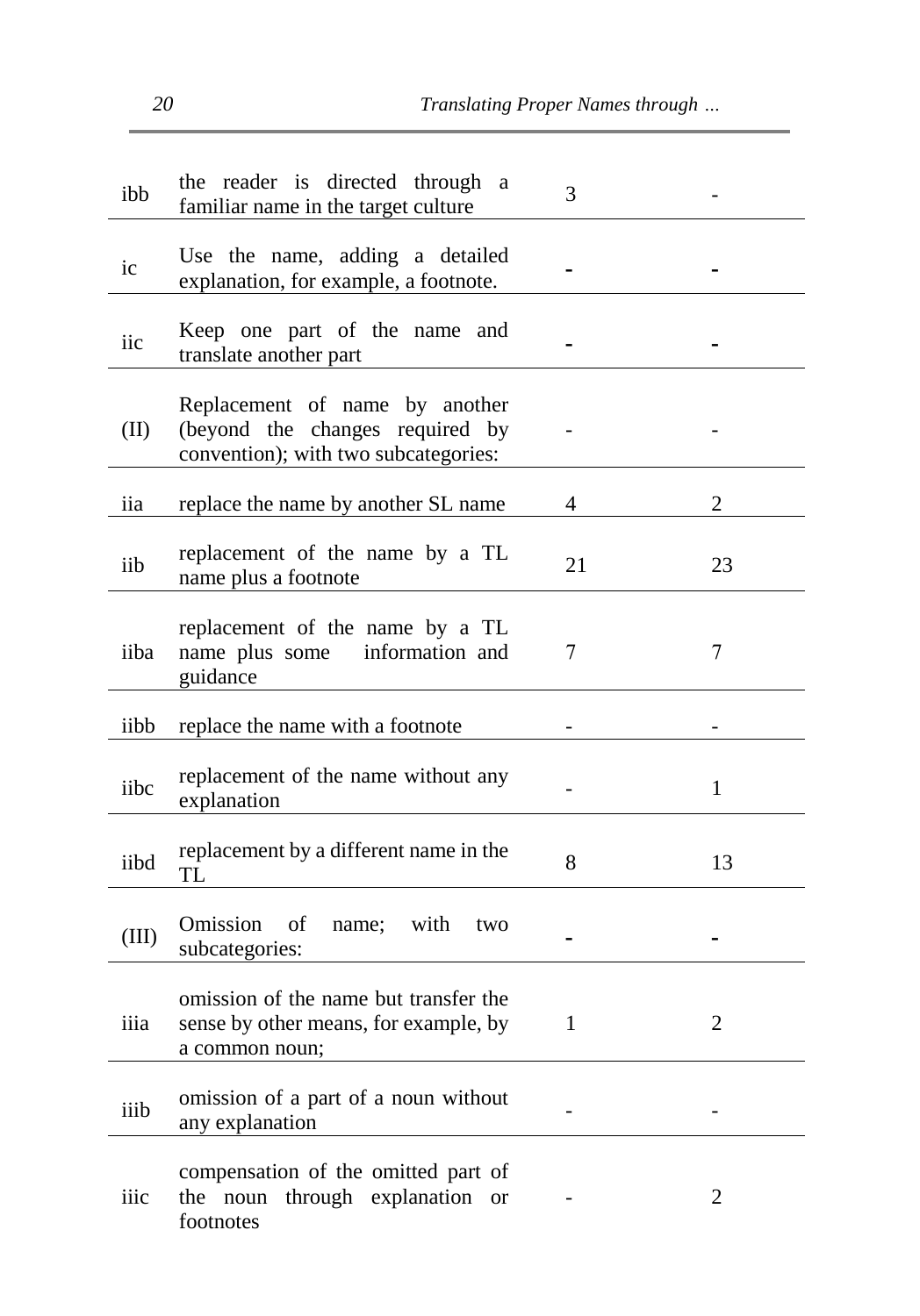| | | | |
|---|---|---|---|
| ibb | the reader is directed through a familiar name in the target culture | 3 | - |
| ic | Use the name, adding a detailed explanation, for example, a footnote. | - | - |
| iic | Keep one part of the name and translate another part | - | - |
| (II) | Replacement of name by another (beyond the changes required by convention); with two subcategories: | - | - |
| iia | replace the name by another SL name | 4 | 2 |
| iib | replacement of the name by a TL name plus a footnote | 21 | 23 |
| iiba | replacement of the name by a TL name plus some information and guidance | 7 | 7 |
| iibb | replace the name with a footnote | - | - |
| iibc | replacement of the name without any explanation | - | 1 |
| iibd | replacement by a different name in the TL | 8 | 13 |
| (III) | Omission of name; with two subcategories: | - | - |
| iiia | omission of the name but transfer the sense by other means, for example, by a common noun; | 1 | 2 |
| iiib | omission of a part of a noun without any explanation | - | - |
| iiic | compensation of the omitted part of the noun through explanation or footnotes | - | 2 |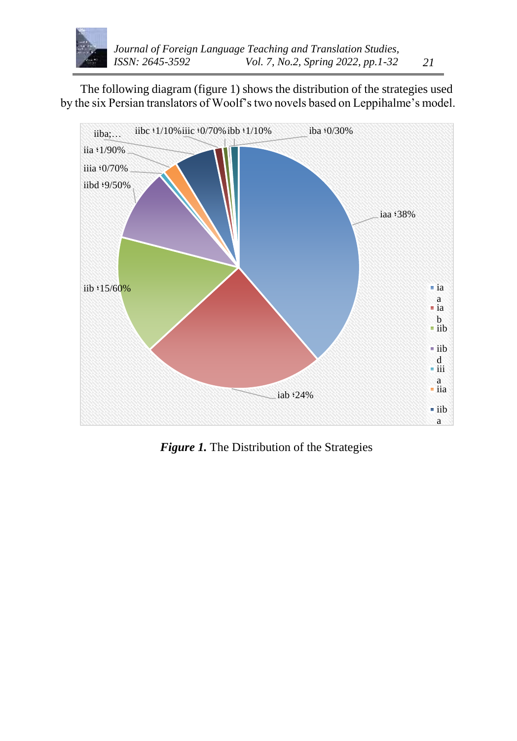The following diagram (figure 1) shows the distribution of the strategies used by the six Persian translators of Woolf's two novels based on Leppihalme's model.

***Figure 1.*** The Distribution of the Strategies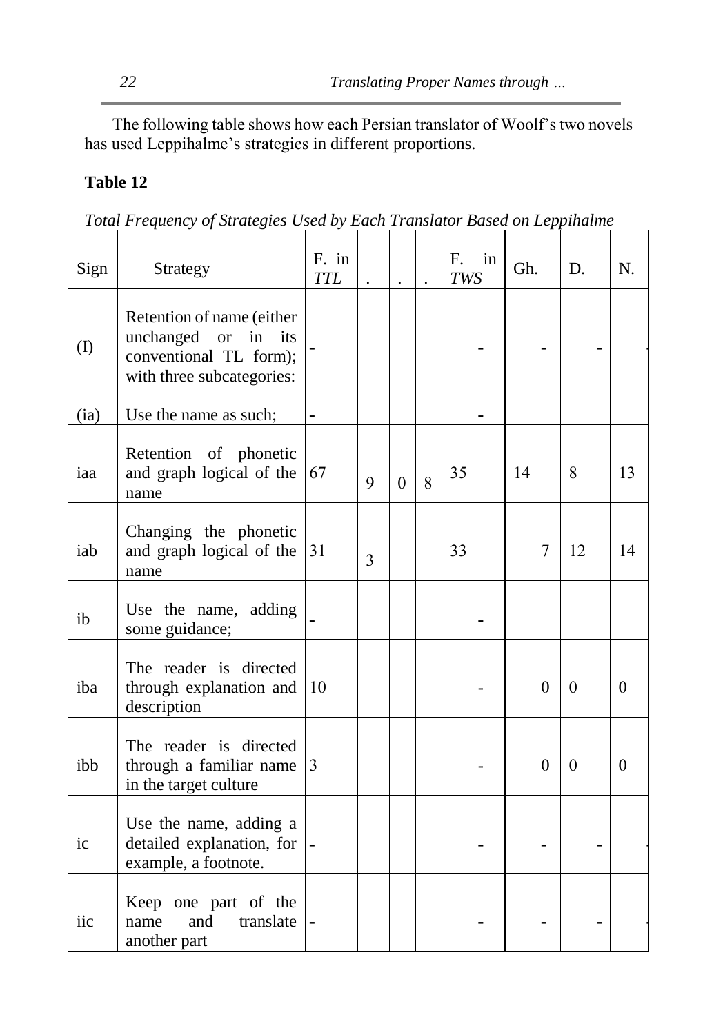The following table shows how each Persian translator of Woolf's two novels has used Leppihalme's strategies in different proportions.

**Table 12**

*Total Frequency of Strategies Used by Each Translator Based on Leppihalme*

| Sign | Strategy | F. in *TTL* | . | . | . | F. in *TWS* | Gh. | D. | N. |
|---|---|---|---|---|---|---|---|---|---|
| (I) | Retention of name (either unchanged or in its conventional TL form); with three subcategories: | - | | | | - | - | - | - |
| (ia) | Use the name as such; | - | | | | - | | | |
| iaa | Retention of phonetic and graph logical of the name | 67 | 9 | 0 | 8 | 35 | 14 | 8 | 13 |
| iab | Changing the phonetic and graph logical of the name | 31 | 3 | | | 33 | 7 | 12 | 14 |
| ib | Use the name, adding some guidance; | - | | | | - | | | |
| iba | The reader is directed through explanation and description | 10 | | | | - | 0 | 0 | 0 |
| ibb | The reader is directed through a familiar name in the target culture | 3 | | | | - | 0 | 0 | 0 |
| ic | Use the name, adding a detailed explanation, for example, a footnote. | - | | | | - | - | - | - |
| iic | Keep one part of the name and translate another part | - | | | | - | - | - | - |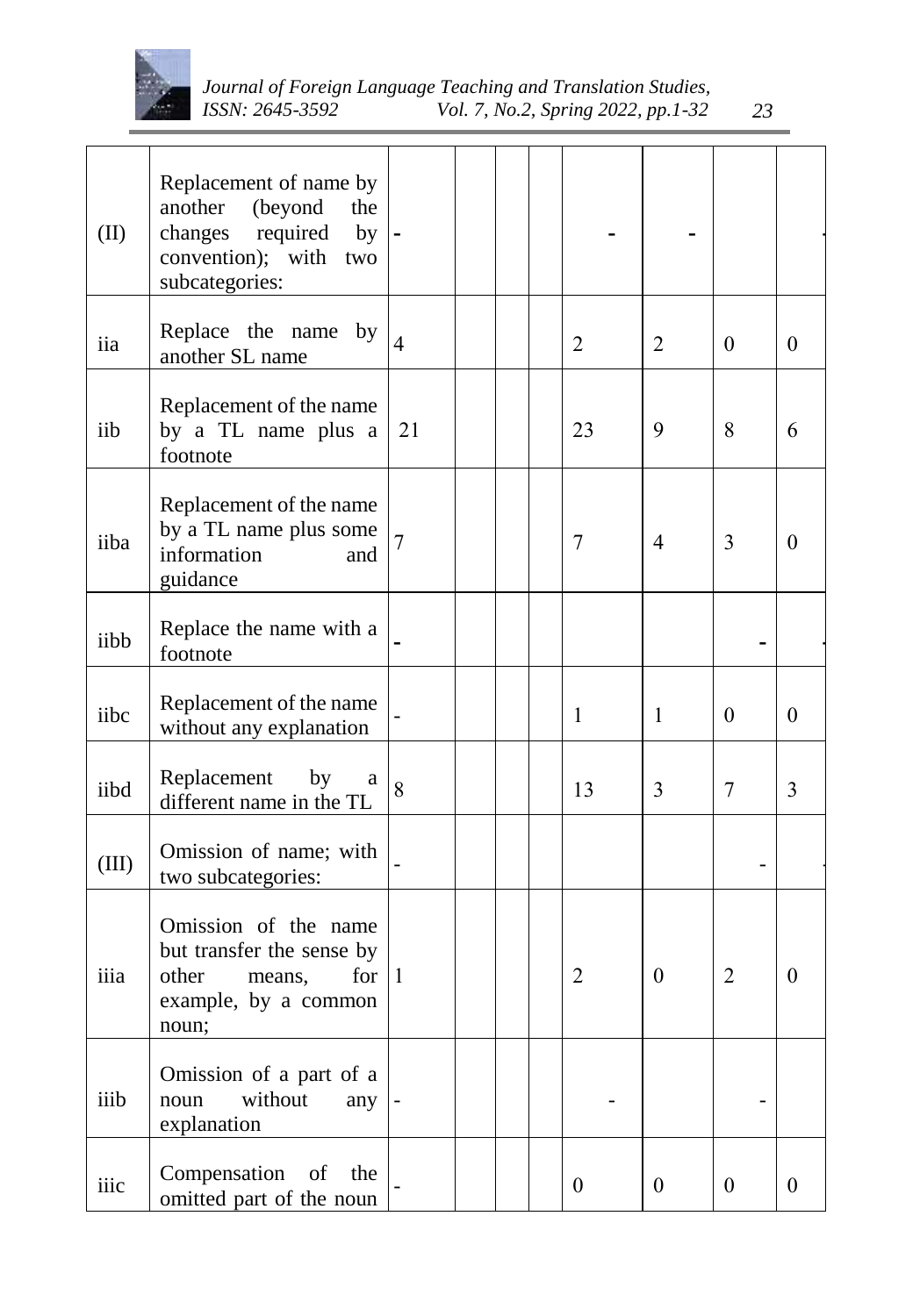| | | | | | | | | | |
|---|---|---|---|---|---|---|---|---|---|
| (II) | Replacement of name by another (beyond the changes required by convention); with two subcategories: | - | | | | - | - | | - |
| iia | Replace the name by another SL name | 4 | | | | 2 | 2 | 0 | 0 |
| iib | Replacement of the name by a TL name plus a footnote | 21 | | | | 23 | 9 | 8 | 6 |
| iiba | Replacement of the name by a TL name plus some information and guidance | 7 | | | | 7 | 4 | 3 | 0 |
| iibb | Replace the name with a footnote | - | | | | | | - | - |
| iibc | Replacement of the name without any explanation | - | | | | 1 | 1 | 0 | 0 |
| iibd | Replacement by a different name in the TL | 8 | | | | 13 | 3 | 7 | 3 |
| (III) | Omission of name; with two subcategories: | - | | | | | | - | - |
| iiia | Omission of the name but transfer the sense by other means, for example, by a common noun; | 1 | | | | 2 | 0 | 2 | 0 |
| iiib | Omission of a part of a noun without any explanation | - | | | | - | | - | |
| iiic | Compensation of the omitted part of the noun | - | | | | 0 | 0 | 0 | 0 |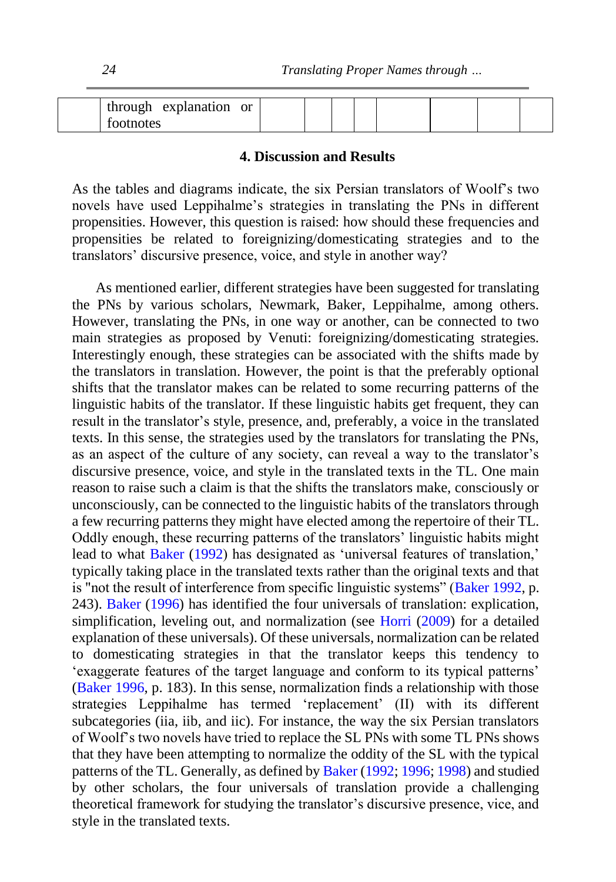|  | through explanation or footnotes |  |  |  |  |  |  |  |  |
|---|---|---|---|---|---|---|---|---|---|

## 4. Discussion and Results

As the tables and diagrams indicate, the six Persian translators of Woolf's two novels have used Leppihalme's strategies in translating the PNs in different propensities. However, this question is raised: how should these frequencies and propensities be related to foreignizing/domesticating strategies and to the translators' discursive presence, voice, and style in another way?

As mentioned earlier, different strategies have been suggested for translating the PNs by various scholars, Newmark, Baker, Leppihalme, among others. However, translating the PNs, in one way or another, can be connected to two main strategies as proposed by Venuti: foreignizing/domesticating strategies. Interestingly enough, these strategies can be associated with the shifts made by the translators in translation. However, the point is that the preferably optional shifts that the translator makes can be related to some recurring patterns of the linguistic habits of the translator. If these linguistic habits get frequent, they can result in the translator's style, presence, and, preferably, a voice in the translated texts. In this sense, the strategies used by the translators for translating the PNs, as an aspect of the culture of any society, can reveal a way to the translator's discursive presence, voice, and style in the translated texts in the TL. One main reason to raise such a claim is that the shifts the translators make, consciously or unconsciously, can be connected to the linguistic habits of the translators through a few recurring patterns they might have elected among the repertoire of their TL. Oddly enough, these recurring patterns of the translators' linguistic habits might lead to what Baker (1992) has designated as 'universal features of translation,' typically taking place in the translated texts rather than the original texts and that is "not the result of interference from specific linguistic systems" (Baker 1992, p. 243). Baker (1996) has identified the four universals of translation: explication, simplification, leveling out, and normalization (see Horri (2009) for a detailed explanation of these universals). Of these universals, normalization can be related to domesticating strategies in that the translator keeps this tendency to 'exaggerate features of the target language and conform to its typical patterns' (Baker 1996, p. 183). In this sense, normalization finds a relationship with those strategies Leppihalme has termed 'replacement' (II) with its different subcategories (iia, iib, and iic). For instance, the way the six Persian translators of Woolf's two novels have tried to replace the SL PNs with some TL PNs shows that they have been attempting to normalize the oddity of the SL with the typical patterns of the TL. Generally, as defined by Baker (1992; 1996; 1998) and studied by other scholars, the four universals of translation provide a challenging theoretical framework for studying the translator's discursive presence, vice, and style in the translated texts.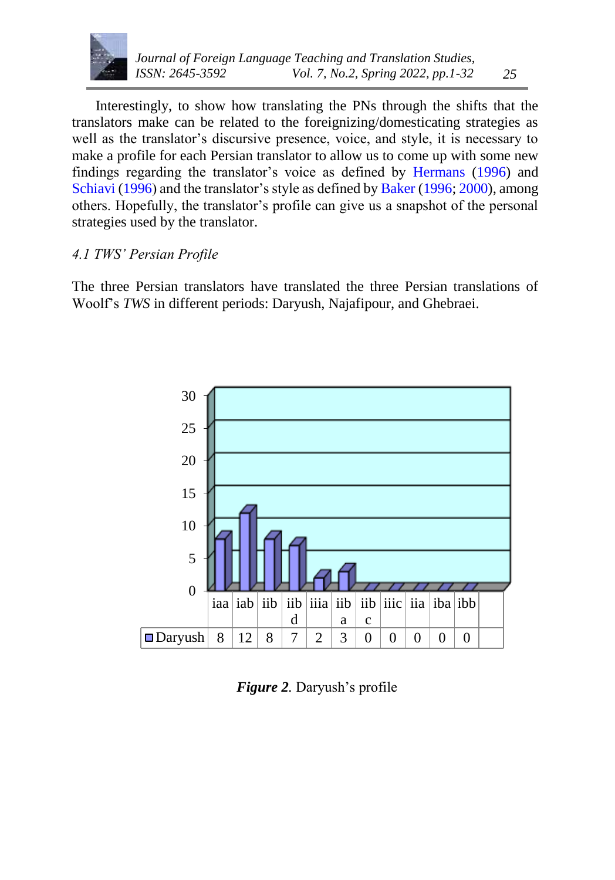Interestingly, to show how translating the PNs through the shifts that the translators make can be related to the foreignizing/domesticating strategies as well as the translator's discursive presence, voice, and style, it is necessary to make a profile for each Persian translator to allow us to come up with some new findings regarding the translator's voice as defined by Hermans (1996) and Schiavi (1996) and the translator's style as defined by Baker (1996; 2000), among others. Hopefully, the translator's profile can give us a snapshot of the personal strategies used by the translator.

### *4.1 TWS' Persian Profile*

The three Persian translators have translated the three Persian translations of Woolf's *TWS* in different periods: Daryush, Najafipour, and Ghebraei.

| | iaa | iab | iib | iibd | iiia | iiba | iibc | iiic | iia | iba | ibb |
|---|---|---|---|---|---|---|---|---|---|---|---|
| Daryush | 8 | 12 | 8 | 7 | 2 | 3 | 0 | 0 | 0 | 0 | 0 |

***Figure 2***. Daryush's profile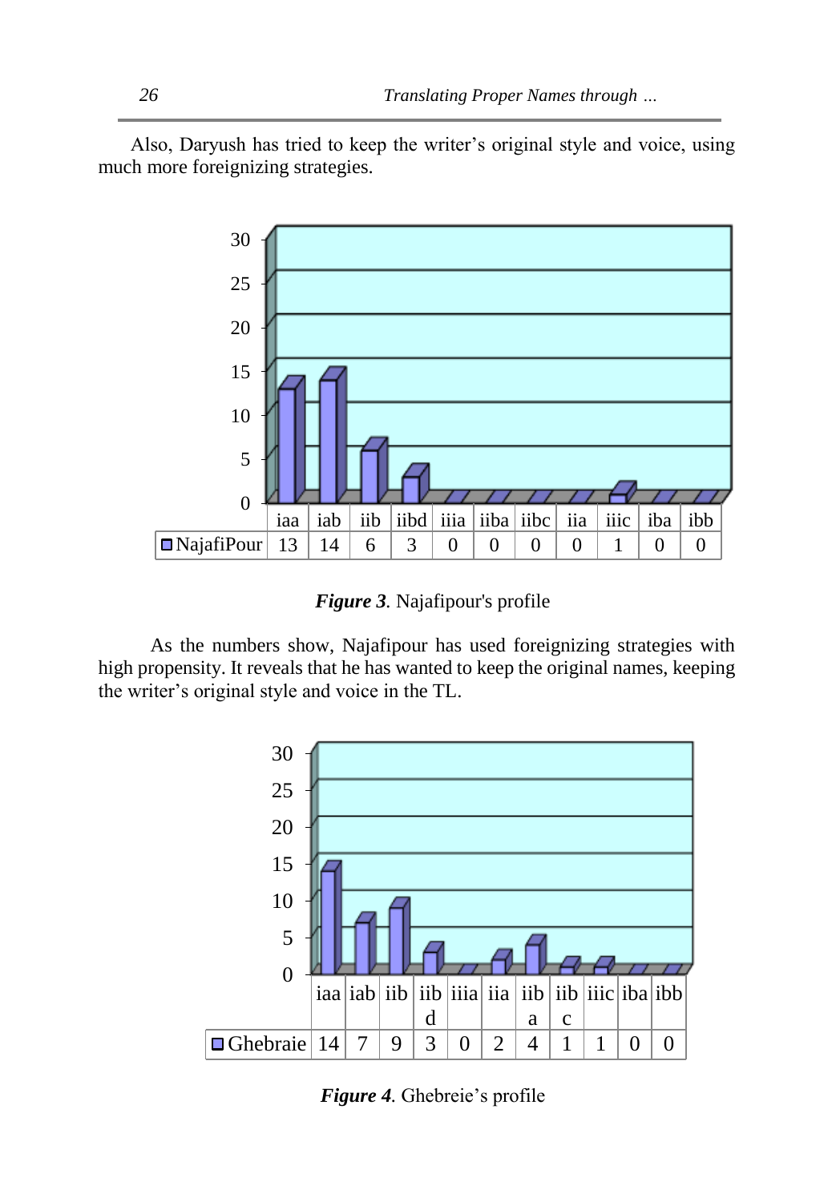Also, Daryush has tried to keep the writer’s original style and voice, using much more foreignizing strategies.

|  | iaa | iab | iib | iibd | iiia | iiba | iibc | iia | iiic | iba | ibb |
|---|---|---|---|---|---|---|---|---|---|---|---|
| NajafiPour | 13 | 14 | 6 | 3 | 0 | 0 | 0 | 0 | 1 | 0 | 0 |

***Figure 3**.* Najafipour's profile

As the numbers show, Najafipour has used foreignizing strategies with high propensity. It reveals that he has wanted to keep the original names, keeping the writer’s original style and voice in the TL.

|  | iaa | iab | iib | iibd | iiia | iia | iiba | iibc | iiic | iba | ibb |
|---|---|---|---|---|---|---|---|---|---|---|---|
| Ghebraie | 14 | 7 | 9 | 3 | 0 | 2 | 4 | 1 | 1 | 0 | 0 |

***Figure 4**.* Ghebreie’s profile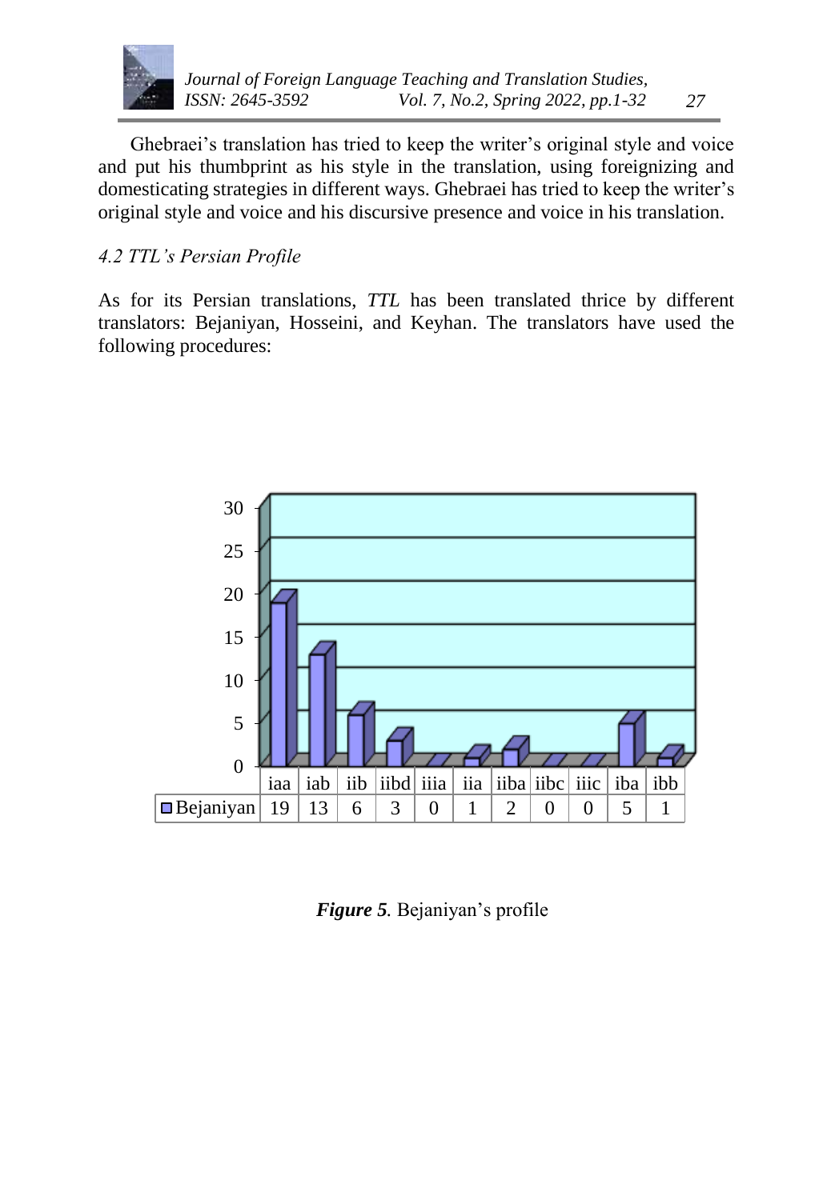Ghebraei's translation has tried to keep the writer's original style and voice and put his thumbprint as his style in the translation, using foreignizing and domesticating strategies in different ways. Ghebraei has tried to keep the writer's original style and voice and his discursive presence and voice in his translation.

### *4.2 TTL's Persian Profile*

As for its Persian translations, *TTL* has been translated thrice by different translators: Bejaniyan, Hosseini, and Keyhan. The translators have used the following procedures:

| | iaa | iab | iib | iibd | iiia | iia | iiba | iibc | iiic | iba | ibb |
|---|---|---|---|---|---|---|---|---|---|---|---|
| Bejaniyan | 19 | 13 | 6 | 3 | 0 | 1 | 2 | 0 | 0 | 5 | 1 |

***Figure 5.*** Bejaniyan's profile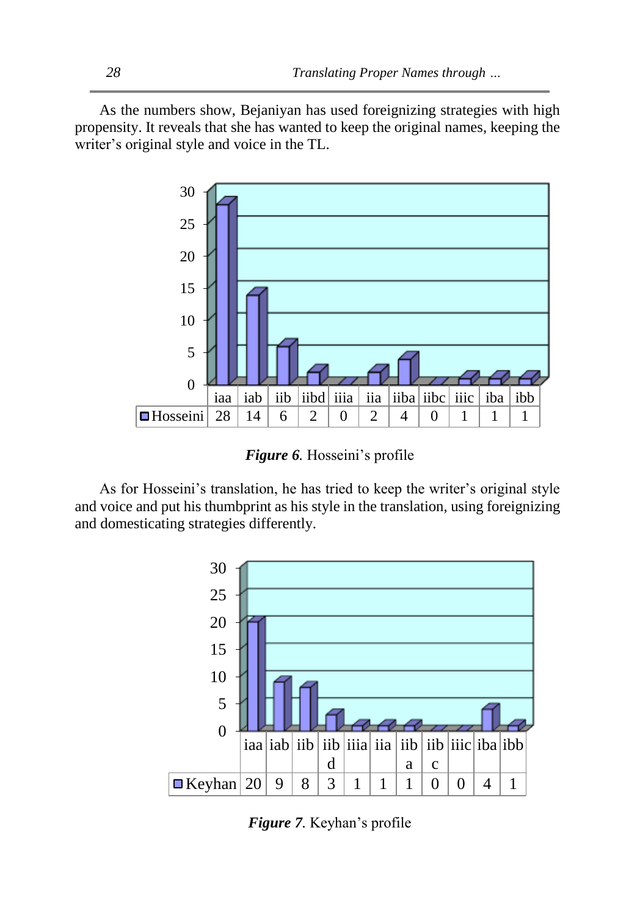As the numbers show, Bejaniyan has used foreignizing strategies with high propensity. It reveals that she has wanted to keep the original names, keeping the writer's original style and voice in the TL.

| | iaa | iab | iib | iibd | iiia | iia | iiba | iibc | iiic | iba | ibb |
|---|---|---|---|---|---|---|---|---|---|---|---|
| Hosseini | 28 | 14 | 6 | 2 | 0 | 2 | 4 | 0 | 1 | 1 | 1 |

***Figure 6.*** Hosseini's profile

As for Hosseini's translation, he has tried to keep the writer's original style and voice and put his thumbprint as his style in the translation, using foreignizing and domesticating strategies differently.

| | iaa | iab | iib | iibd | iiia | iia | iiba | iibc | iiic | iba | ibb |
|---|---|---|---|---|---|---|---|---|---|---|---|
| Keyhan | 20 | 9 | 8 | 3 | 1 | 1 | 1 | 0 | 0 | 4 | 1 |

***Figure 7.*** Keyhan's profile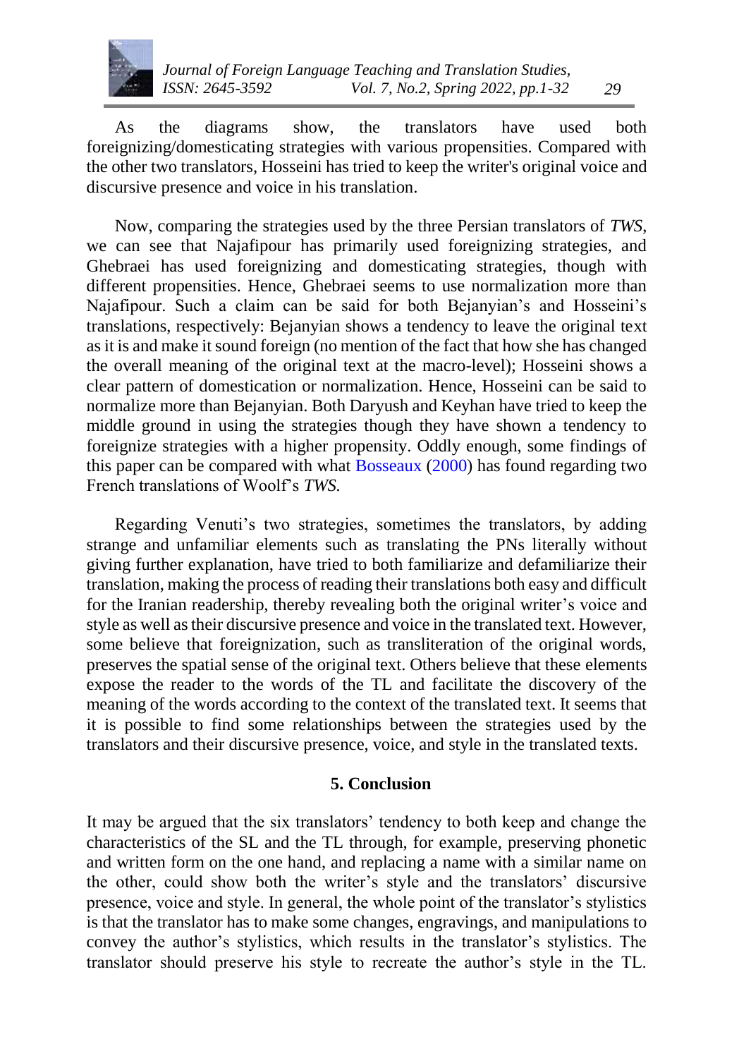As the diagrams show, the translators have used both foreignizing/domesticating strategies with various propensities. Compared with the other two translators, Hosseini has tried to keep the writer's original voice and discursive presence and voice in his translation.

Now, comparing the strategies used by the three Persian translators of *TWS*, we can see that Najafipour has primarily used foreignizing strategies, and Ghebraei has used foreignizing and domesticating strategies, though with different propensities. Hence, Ghebraei seems to use normalization more than Najafipour. Such a claim can be said for both Bejanyian's and Hosseini's translations, respectively: Bejanyian shows a tendency to leave the original text as it is and make it sound foreign (no mention of the fact that how she has changed the overall meaning of the original text at the macro-level); Hosseini shows a clear pattern of domestication or normalization. Hence, Hosseini can be said to normalize more than Bejanyian. Both Daryush and Keyhan have tried to keep the middle ground in using the strategies though they have shown a tendency to foreignize strategies with a higher propensity. Oddly enough, some findings of this paper can be compared with what Bosseaux (2000) has found regarding two French translations of Woolf's *TWS.*

Regarding Venuti's two strategies, sometimes the translators, by adding strange and unfamiliar elements such as translating the PNs literally without giving further explanation, have tried to both familiarize and defamiliarize their translation, making the process of reading their translations both easy and difficult for the Iranian readership, thereby revealing both the original writer's voice and style as well as their discursive presence and voice in the translated text. However, some believe that foreignization, such as transliteration of the original words, preserves the spatial sense of the original text. Others believe that these elements expose the reader to the words of the TL and facilitate the discovery of the meaning of the words according to the context of the translated text. It seems that it is possible to find some relationships between the strategies used by the translators and their discursive presence, voice, and style in the translated texts.

## 5. Conclusion

It may be argued that the six translators' tendency to both keep and change the characteristics of the SL and the TL through, for example, preserving phonetic and written form on the one hand, and replacing a name with a similar name on the other, could show both the writer's style and the translators' discursive presence, voice and style. In general, the whole point of the translator's stylistics is that the translator has to make some changes, engravings, and manipulations to convey the author's stylistics, which results in the translator's stylistics. The translator should preserve his style to recreate the author's style in the TL.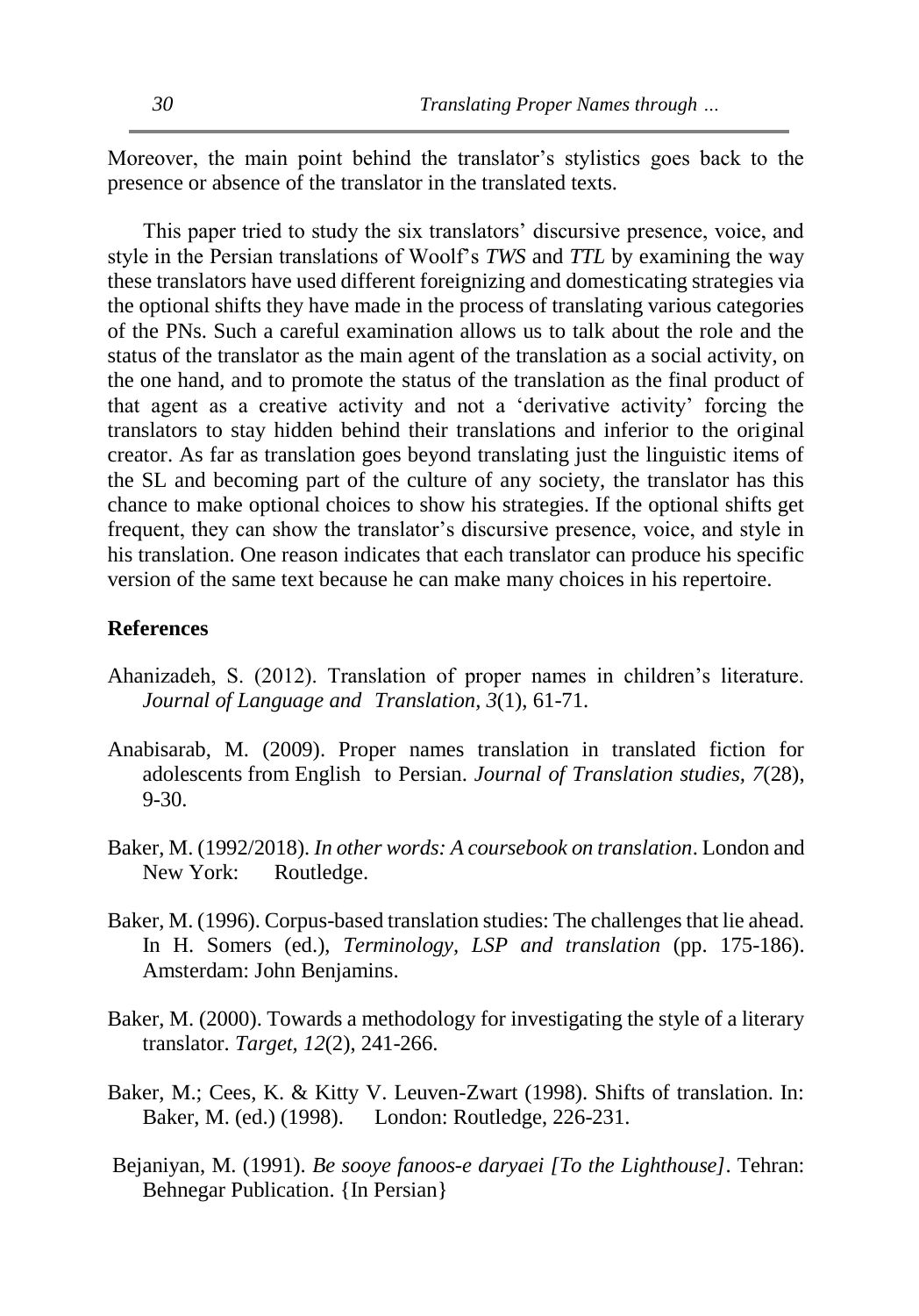Moreover, the main point behind the translator's stylistics goes back to the presence or absence of the translator in the translated texts.

This paper tried to study the six translators' discursive presence, voice, and style in the Persian translations of Woolf's *TWS* and *TTL* by examining the way these translators have used different foreignizing and domesticating strategies via the optional shifts they have made in the process of translating various categories of the PNs. Such a careful examination allows us to talk about the role and the status of the translator as the main agent of the translation as a social activity, on the one hand, and to promote the status of the translation as the final product of that agent as a creative activity and not a 'derivative activity' forcing the translators to stay hidden behind their translations and inferior to the original creator. As far as translation goes beyond translating just the linguistic items of the SL and becoming part of the culture of any society, the translator has this chance to make optional choices to show his strategies. If the optional shifts get frequent, they can show the translator's discursive presence, voice, and style in his translation. One reason indicates that each translator can produce his specific version of the same text because he can make many choices in his repertoire.

**References**

Ahanizadeh, S. (2012). Translation of proper names in children's literature. *Journal of Language and Translation, 3*(1), 61-71.

Anabisarab, M. (2009). Proper names translation in translated fiction for adolescents from English to Persian. *Journal of Translation studies, 7*(28), 9-30.

Baker, M. (1992/2018). *In other words: A coursebook on translation*. London and New York: Routledge.

Baker, M. (1996). Corpus-based translation studies: The challenges that lie ahead. In H. Somers (ed.), *Terminology, LSP and translation* (pp. 175-186). Amsterdam: John Benjamins.

Baker, M. (2000). Towards a methodology for investigating the style of a literary translator. *Target, 12*(2), 241-266.

Baker, M.; Cees, K. & Kitty V. Leuven-Zwart (1998). Shifts of translation. In: Baker, M. (ed.) (1998). London: Routledge, 226-231.

Bejaniyan, M. (1991). *Be sooye fanoos-e daryaei [To the Lighthouse]*. Tehran: Behnegar Publication. {In Persian}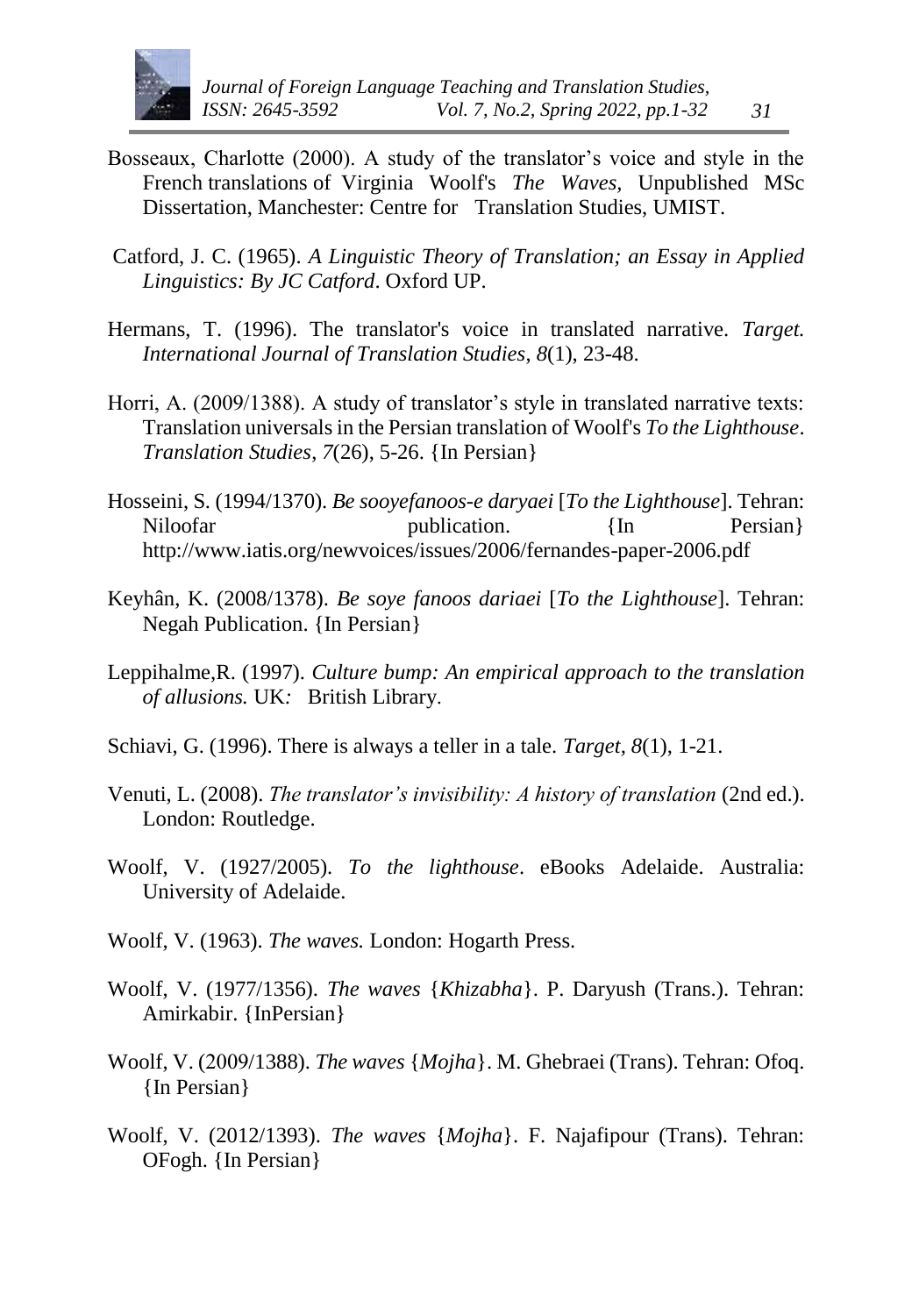Bosseaux, Charlotte (2000). A study of the translator's voice and style in the French translations of Virginia Woolf's *The Waves*, Unpublished MSc Dissertation, Manchester: Centre for Translation Studies, UMIST.

Catford, J. C. (1965). *A Linguistic Theory of Translation; an Essay in Applied Linguistics: By JC Catford*. Oxford UP.

Hermans, T. (1996). The translator's voice in translated narrative. *Target. International Journal of Translation Studies*, *8*(1), 23-48.

Horri, A. (2009/1388). A study of translator's style in translated narrative texts: Translation universals in the Persian translation of Woolf's *To the Lighthouse*. *Translation Studies*, *7*(26), 5-26. {In Persian}

Hosseini, S. (1994/1370). *Be sooyefanoos-e daryaei* [*To the Lighthouse*]. Tehran: Niloofar publication. {In Persian} http://www.iatis.org/newvoices/issues/2006/fernandes-paper-2006.pdf

Keyhân, K. (2008/1378). *Be soye fanoos dariaei* [*To the Lighthouse*]. Tehran: Negah Publication. {In Persian}

Leppihalme,R. (1997). *Culture bump: An empirical approach to the translation of allusions.* UK*:* British Library.

Schiavi, G. (1996). There is always a teller in a tale. *Target, 8*(1), 1-21.

Venuti, L. (2008). *The translator's invisibility: A history of translation* (2nd ed.). London: Routledge.

Woolf, V. (1927/2005). *To the lighthouse*. eBooks Adelaide. Australia: University of Adelaide.

Woolf, V. (1963). *The waves.* London: Hogarth Press.

Woolf, V. (1977/1356). *The waves* {*Khizabha*}. P. Daryush (Trans.). Tehran: Amirkabir. {InPersian}

Woolf, V. (2009/1388). *The waves* {*Mojha*}. M. Ghebraei (Trans). Tehran: Ofoq. {In Persian}

Woolf, V. (2012/1393). *The waves* {*Mojha*}. F. Najafipour (Trans). Tehran: OFogh. {In Persian}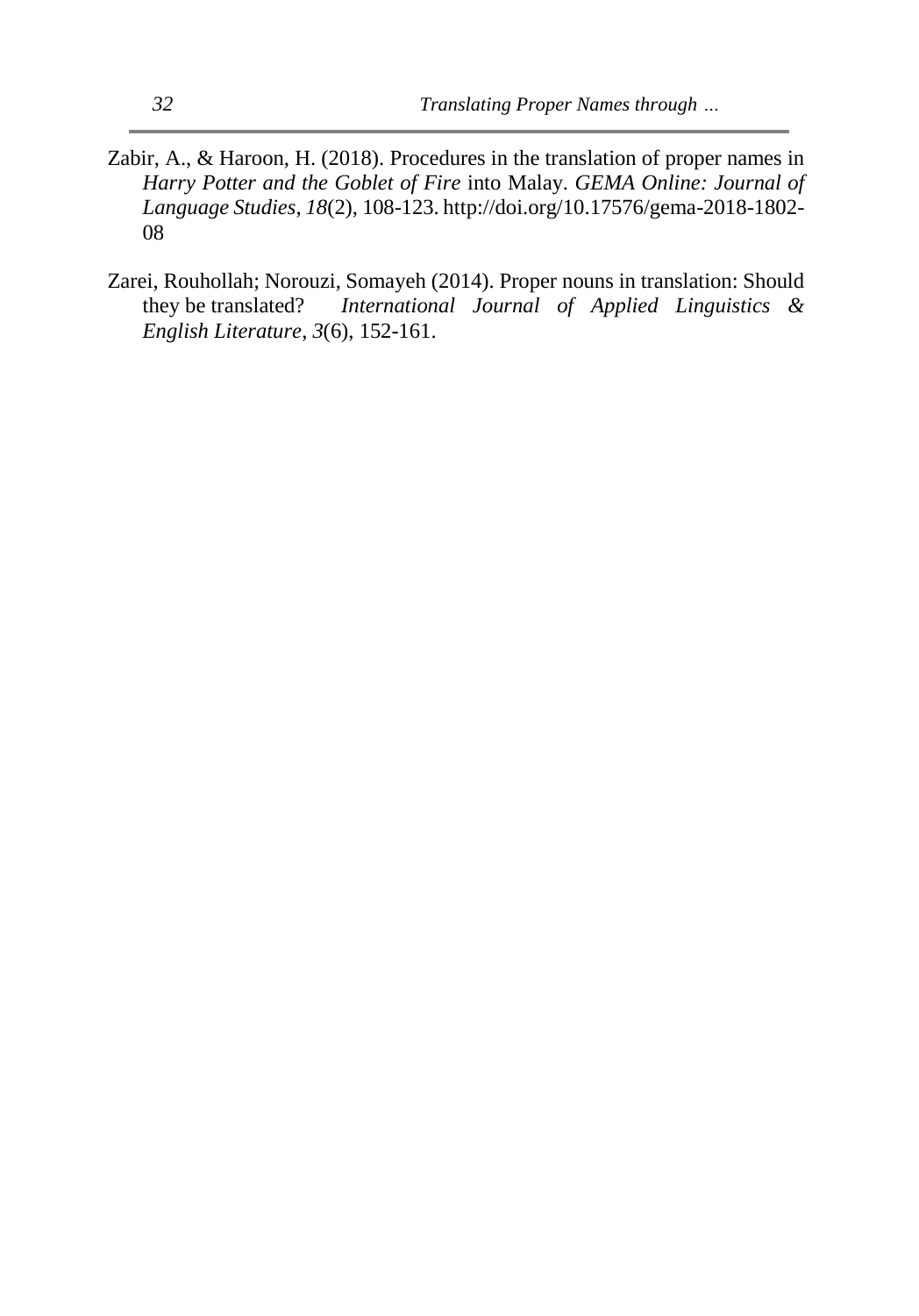Zabir, A., & Haroon, H. (2018). Procedures in the translation of proper names in *Harry Potter and the Goblet of Fire* into Malay. *GEMA Online: Journal of Language Studies*, *18*(2), 108-123. http://doi.org/10.17576/gema-2018-1802-08

Zarei, Rouhollah; Norouzi, Somayeh (2014). Proper nouns in translation: Should they be translated? *International Journal of Applied Linguistics & English Literature*, *3*(6), 152-161.